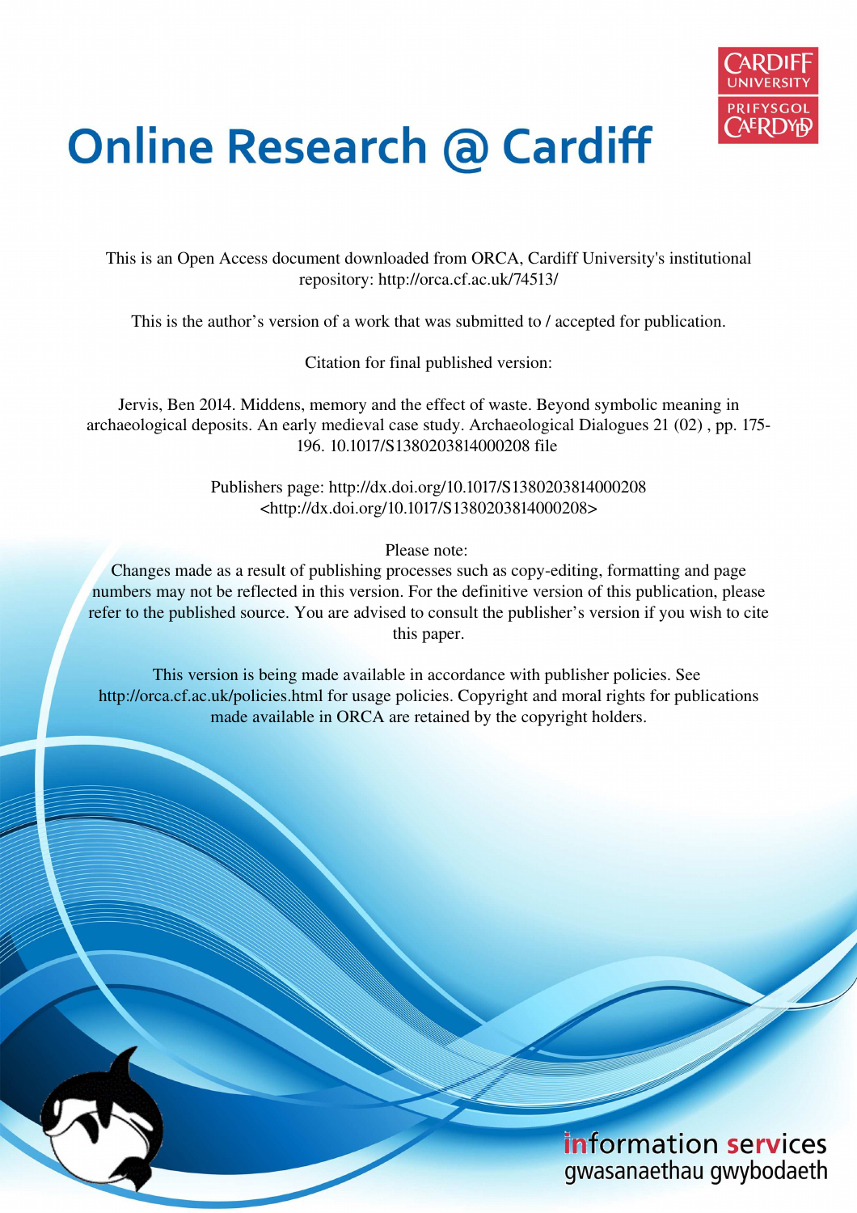# Online Research @ Cardiff

This is an Open Access document downloaded from ORCA, Cardiff University's institutional repository: http://orca.cf.ac.uk/74513/

This is the author's version of a work that was submitted to / accepted for publication.

Citation for final published version:

Jervis, Ben 2014. Middens, memory and the effect of waste. Beyond symbolic meaning in archaeological deposits. An early medieval case study. Archaeological Dialogues 21 (02) , pp. 175-196. 10.1017/S1380203814000208 file

Publishers page: http://dx.doi.org/10.1017/S1380203814000208 <http://dx.doi.org/10.1017/S1380203814000208>

Please note:
Changes made as a result of publishing processes such as copy-editing, formatting and page numbers may not be reflected in this version. For the definitive version of this publication, please refer to the published source. You are advised to consult the publisher's version if you wish to cite this paper.

This version is being made available in accordance with publisher policies. See http://orca.cf.ac.uk/policies.html for usage policies. Copyright and moral rights for publications made available in ORCA are retained by the copyright holders.

information services
gwasanaethau gwybodaeth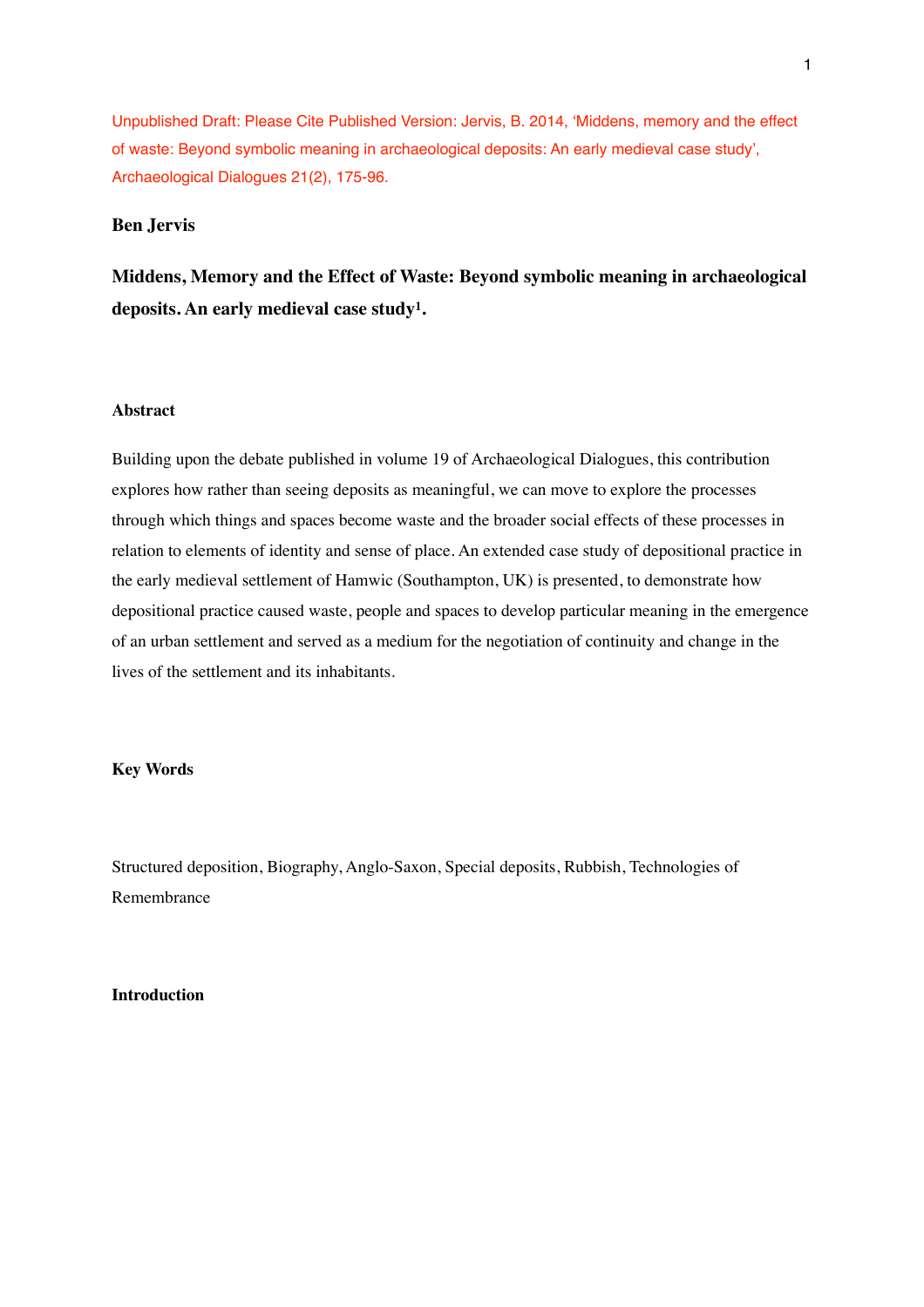Unpublished Draft: Please Cite Published Version: Jervis, B. 2014, 'Middens, memory and the effect of waste: Beyond symbolic meaning in archaeological deposits: An early medieval case study', Archaeological Dialogues 21(2), 175-96.

**Ben Jervis**

# Middens, Memory and the Effect of Waste: Beyond symbolic meaning in archaeological deposits. An early medieval case study[1].

## Abstract

Building upon the debate published in volume 19 of Archaeological Dialogues, this contribution explores how rather than seeing deposits as meaningful, we can move to explore the processes through which things and spaces become waste and the broader social effects of these processes in relation to elements of identity and sense of place. An extended case study of depositional practice in the early medieval settlement of Hamwic (Southampton, UK) is presented, to demonstrate how depositional practice caused waste, people and spaces to develop particular meaning in the emergence of an urban settlement and served as a medium for the negotiation of continuity and change in the lives of the settlement and its inhabitants.

## Key Words

Structured deposition, Biography, Anglo-Saxon, Special deposits, Rubbish, Technologies of Remembrance

## Introduction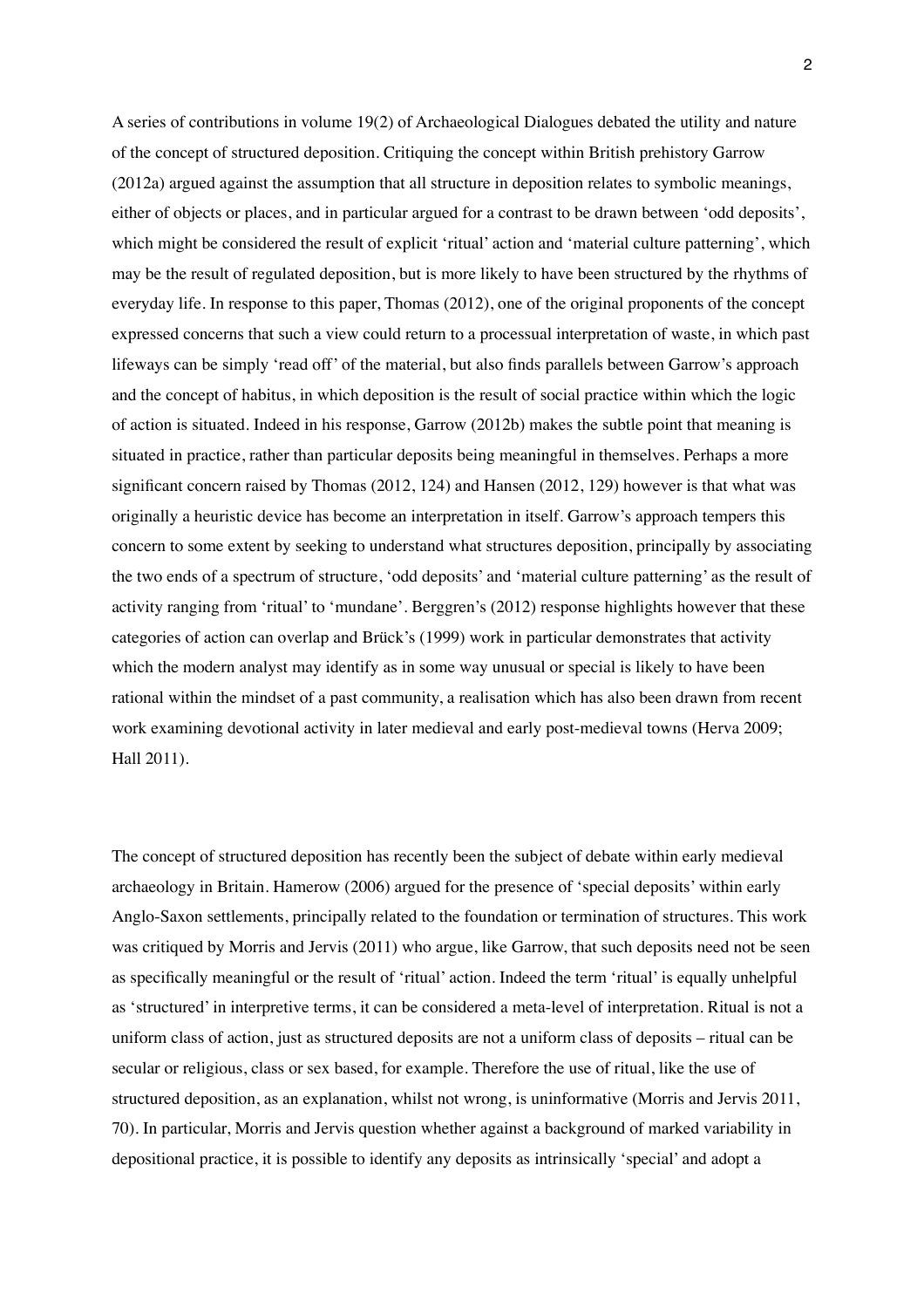A series of contributions in volume 19(2) of Archaeological Dialogues debated the utility and nature of the concept of structured deposition. Critiquing the concept within British prehistory Garrow (2012a) argued against the assumption that all structure in deposition relates to symbolic meanings, either of objects or places, and in particular argued for a contrast to be drawn between 'odd deposits', which might be considered the result of explicit 'ritual' action and 'material culture patterning', which may be the result of regulated deposition, but is more likely to have been structured by the rhythms of everyday life. In response to this paper, Thomas (2012), one of the original proponents of the concept expressed concerns that such a view could return to a processual interpretation of waste, in which past lifeways can be simply 'read off' of the material, but also finds parallels between Garrow's approach and the concept of habitus, in which deposition is the result of social practice within which the logic of action is situated. Indeed in his response, Garrow (2012b) makes the subtle point that meaning is situated in practice, rather than particular deposits being meaningful in themselves. Perhaps a more significant concern raised by Thomas (2012, 124) and Hansen (2012, 129) however is that what was originally a heuristic device has become an interpretation in itself. Garrow's approach tempers this concern to some extent by seeking to understand what structures deposition, principally by associating the two ends of a spectrum of structure, 'odd deposits' and 'material culture patterning' as the result of activity ranging from 'ritual' to 'mundane'. Berggren's (2012) response highlights however that these categories of action can overlap and Brück's (1999) work in particular demonstrates that activity which the modern analyst may identify as in some way unusual or special is likely to have been rational within the mindset of a past community, a realisation which has also been drawn from recent work examining devotional activity in later medieval and early post-medieval towns (Herva 2009; Hall 2011).

The concept of structured deposition has recently been the subject of debate within early medieval archaeology in Britain. Hamerow (2006) argued for the presence of 'special deposits' within early Anglo-Saxon settlements, principally related to the foundation or termination of structures. This work was critiqued by Morris and Jervis (2011) who argue, like Garrow, that such deposits need not be seen as specifically meaningful or the result of 'ritual' action. Indeed the term 'ritual' is equally unhelpful as 'structured' in interpretive terms, it can be considered a meta-level of interpretation. Ritual is not a uniform class of action, just as structured deposits are not a uniform class of deposits – ritual can be secular or religious, class or sex based, for example. Therefore the use of ritual, like the use of structured deposition, as an explanation, whilst not wrong, is uninformative (Morris and Jervis 2011, 70). In particular, Morris and Jervis question whether against a background of marked variability in depositional practice, it is possible to identify any deposits as intrinsically 'special' and adopt a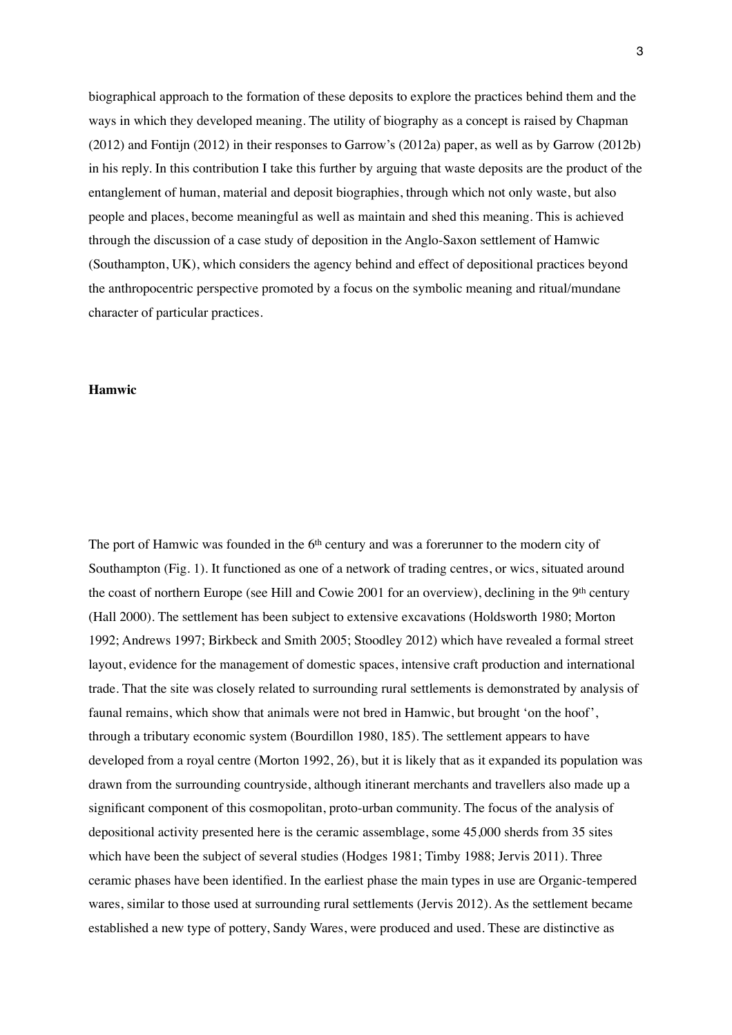biographical approach to the formation of these deposits to explore the practices behind them and the ways in which they developed meaning. The utility of biography as a concept is raised by Chapman (2012) and Fontijn (2012) in their responses to Garrow's (2012a) paper, as well as by Garrow (2012b) in his reply. In this contribution I take this further by arguing that waste deposits are the product of the entanglement of human, material and deposit biographies, through which not only waste, but also people and places, become meaningful as well as maintain and shed this meaning. This is achieved through the discussion of a case study of deposition in the Anglo-Saxon settlement of Hamwic (Southampton, UK), which considers the agency behind and effect of depositional practices beyond the anthropocentric perspective promoted by a focus on the symbolic meaning and ritual/mundane character of particular practices.

**Hamwic**

The port of Hamwic was founded in the 6th century and was a forerunner to the modern city of Southampton (Fig. 1). It functioned as one of a network of trading centres, or wics, situated around the coast of northern Europe (see Hill and Cowie 2001 for an overview), declining in the 9th century (Hall 2000). The settlement has been subject to extensive excavations (Holdsworth 1980; Morton 1992; Andrews 1997; Birkbeck and Smith 2005; Stoodley 2012) which have revealed a formal street layout, evidence for the management of domestic spaces, intensive craft production and international trade. That the site was closely related to surrounding rural settlements is demonstrated by analysis of faunal remains, which show that animals were not bred in Hamwic, but brought 'on the hoof', through a tributary economic system (Bourdillon 1980, 185). The settlement appears to have developed from a royal centre (Morton 1992, 26), but it is likely that as it expanded its population was drawn from the surrounding countryside, although itinerant merchants and travellers also made up a significant component of this cosmopolitan, proto-urban community. The focus of the analysis of depositional activity presented here is the ceramic assemblage, some 45,000 sherds from 35 sites which have been the subject of several studies (Hodges 1981; Timby 1988; Jervis 2011). Three ceramic phases have been identified. In the earliest phase the main types in use are Organic-tempered wares, similar to those used at surrounding rural settlements (Jervis 2012). As the settlement became established a new type of pottery, Sandy Wares, were produced and used. These are distinctive as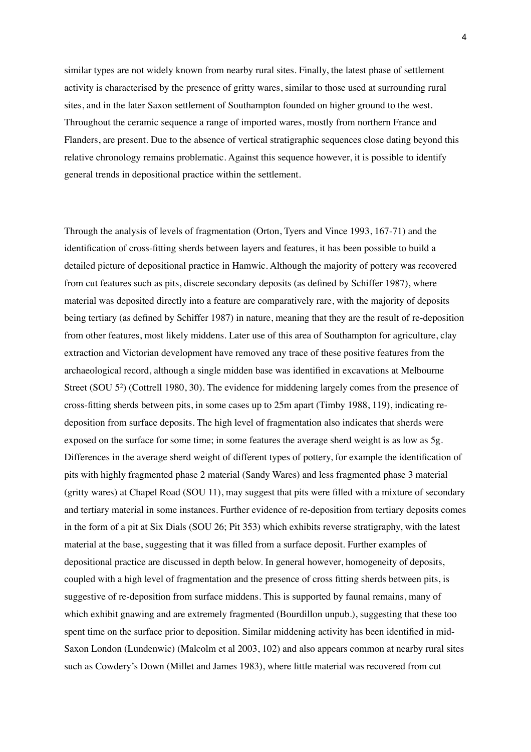similar types are not widely known from nearby rural sites. Finally, the latest phase of settlement activity is characterised by the presence of gritty wares, similar to those used at surrounding rural sites, and in the later Saxon settlement of Southampton founded on higher ground to the west. Throughout the ceramic sequence a range of imported wares, mostly from northern France and Flanders, are present. Due to the absence of vertical stratigraphic sequences close dating beyond this relative chronology remains problematic. Against this sequence however, it is possible to identify general trends in depositional practice within the settlement.

Through the analysis of levels of fragmentation (Orton, Tyers and Vince 1993, 167-71) and the identification of cross-fitting sherds between layers and features, it has been possible to build a detailed picture of depositional practice in Hamwic. Although the majority of pottery was recovered from cut features such as pits, discrete secondary deposits (as defined by Schiffer 1987), where material was deposited directly into a feature are comparatively rare, with the majority of deposits being tertiary (as defined by Schiffer 1987) in nature, meaning that they are the result of re-deposition from other features, most likely middens. Later use of this area of Southampton for agriculture, clay extraction and Victorian development have removed any trace of these positive features from the archaeological record, although a single midden base was identified in excavations at Melbourne Street (SOU 5[2]) (Cottrell 1980, 30). The evidence for middening largely comes from the presence of cross-fitting sherds between pits, in some cases up to 25m apart (Timby 1988, 119), indicating re-deposition from surface deposits. The high level of fragmentation also indicates that sherds were exposed on the surface for some time; in some features the average sherd weight is as low as 5g. Differences in the average sherd weight of different types of pottery, for example the identification of pits with highly fragmented phase 2 material (Sandy Wares) and less fragmented phase 3 material (gritty wares) at Chapel Road (SOU 11), may suggest that pits were filled with a mixture of secondary and tertiary material in some instances. Further evidence of re-deposition from tertiary deposits comes in the form of a pit at Six Dials (SOU 26; Pit 353) which exhibits reverse stratigraphy, with the latest material at the base, suggesting that it was filled from a surface deposit. Further examples of depositional practice are discussed in depth below. In general however, homogeneity of deposits, coupled with a high level of fragmentation and the presence of cross fitting sherds between pits, is suggestive of re-deposition from surface middens. This is supported by faunal remains, many of which exhibit gnawing and are extremely fragmented (Bourdillon unpub.), suggesting that these too spent time on the surface prior to deposition. Similar middening activity has been identified in mid-Saxon London (Lundenwic) (Malcolm et al 2003, 102) and also appears common at nearby rural sites such as Cowdery's Down (Millet and James 1983), where little material was recovered from cut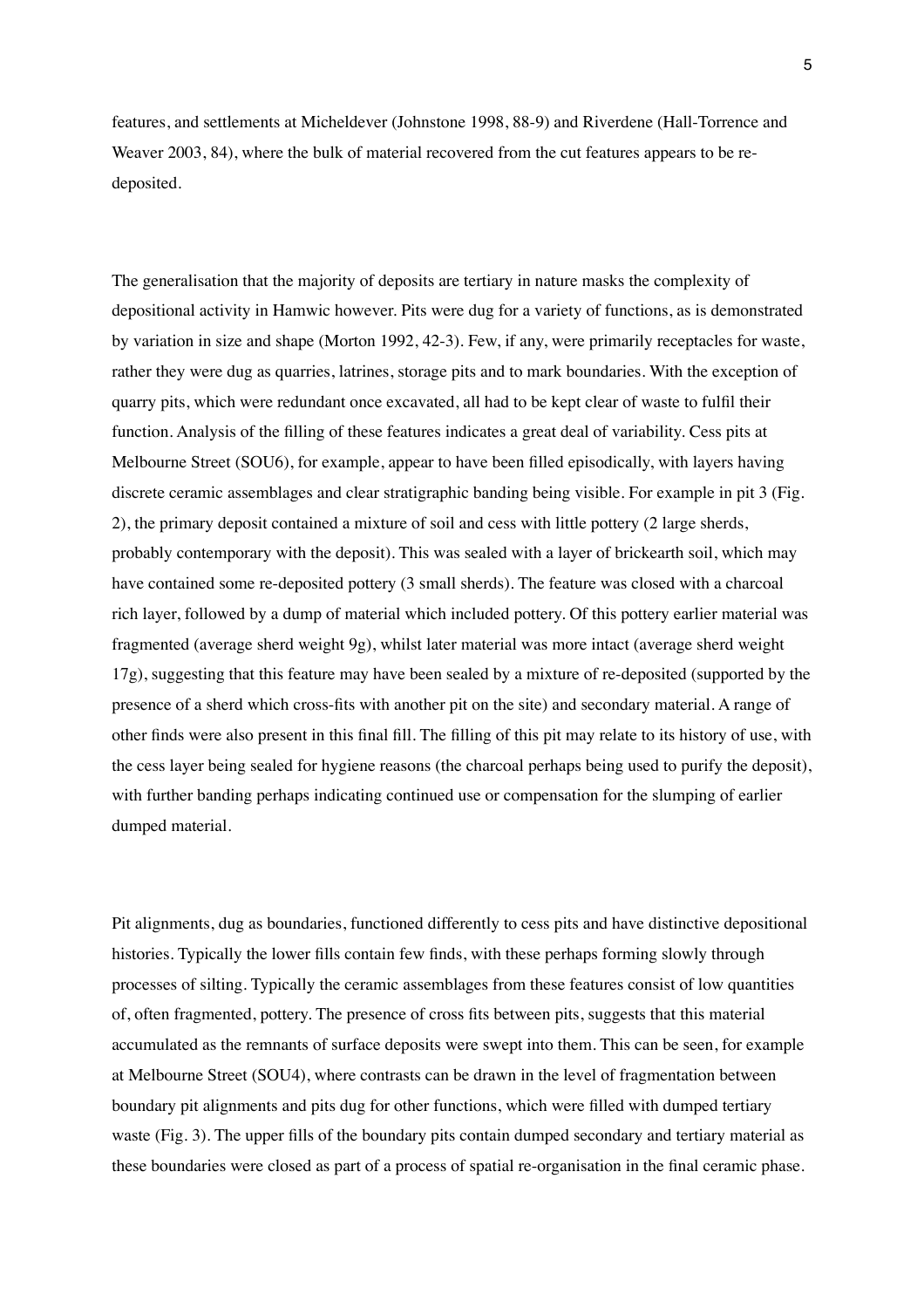features, and settlements at Micheldever (Johnstone 1998, 88-9) and Riverdene (Hall-Torrence and Weaver 2003, 84), where the bulk of material recovered from the cut features appears to be re-deposited.

The generalisation that the majority of deposits are tertiary in nature masks the complexity of depositional activity in Hamwic however. Pits were dug for a variety of functions, as is demonstrated by variation in size and shape (Morton 1992, 42-3). Few, if any, were primarily receptacles for waste, rather they were dug as quarries, latrines, storage pits and to mark boundaries. With the exception of quarry pits, which were redundant once excavated, all had to be kept clear of waste to fulfil their function. Analysis of the filling of these features indicates a great deal of variability. Cess pits at Melbourne Street (SOU6), for example, appear to have been filled episodically, with layers having discrete ceramic assemblages and clear stratigraphic banding being visible. For example in pit 3 (Fig. 2), the primary deposit contained a mixture of soil and cess with little pottery (2 large sherds, probably contemporary with the deposit). This was sealed with a layer of brickearth soil, which may have contained some re-deposited pottery (3 small sherds). The feature was closed with a charcoal rich layer, followed by a dump of material which included pottery. Of this pottery earlier material was fragmented (average sherd weight 9g), whilst later material was more intact (average sherd weight 17g), suggesting that this feature may have been sealed by a mixture of re-deposited (supported by the presence of a sherd which cross-fits with another pit on the site) and secondary material. A range of other finds were also present in this final fill. The filling of this pit may relate to its history of use, with the cess layer being sealed for hygiene reasons (the charcoal perhaps being used to purify the deposit), with further banding perhaps indicating continued use or compensation for the slumping of earlier dumped material.

Pit alignments, dug as boundaries, functioned differently to cess pits and have distinctive depositional histories. Typically the lower fills contain few finds, with these perhaps forming slowly through processes of silting. Typically the ceramic assemblages from these features consist of low quantities of, often fragmented, pottery. The presence of cross fits between pits, suggests that this material accumulated as the remnants of surface deposits were swept into them. This can be seen, for example at Melbourne Street (SOU4), where contrasts can be drawn in the level of fragmentation between boundary pit alignments and pits dug for other functions, which were filled with dumped tertiary waste (Fig. 3). The upper fills of the boundary pits contain dumped secondary and tertiary material as these boundaries were closed as part of a process of spatial re-organisation in the final ceramic phase.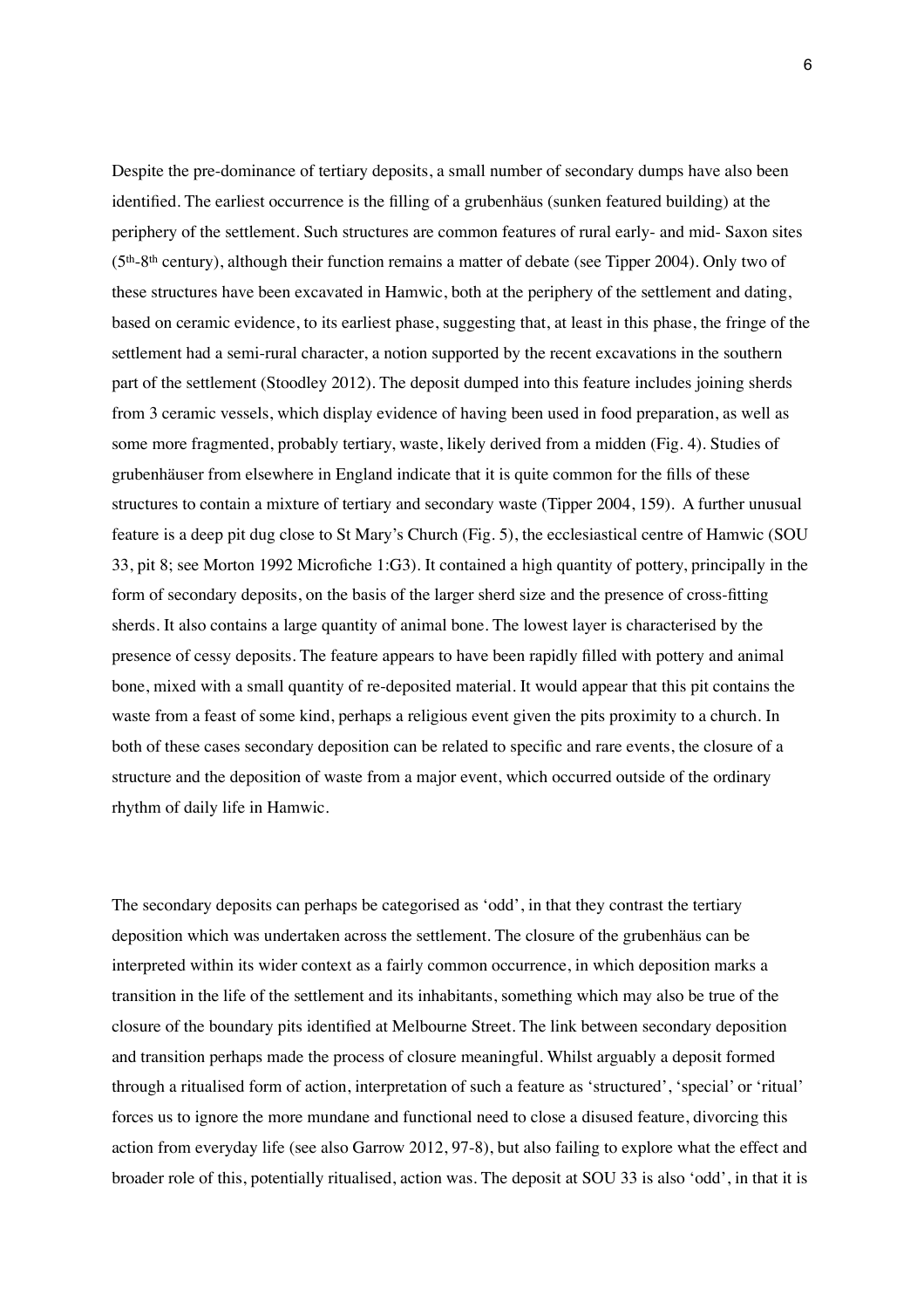Despite the pre-dominance of tertiary deposits, a small number of secondary dumps have also been identified. The earliest occurrence is the filling of a grubenhäus (sunken featured building) at the periphery of the settlement. Such structures are common features of rural early- and mid- Saxon sites (5th-8th century), although their function remains a matter of debate (see Tipper 2004). Only two of these structures have been excavated in Hamwic, both at the periphery of the settlement and dating, based on ceramic evidence, to its earliest phase, suggesting that, at least in this phase, the fringe of the settlement had a semi-rural character, a notion supported by the recent excavations in the southern part of the settlement (Stoodley 2012). The deposit dumped into this feature includes joining sherds from 3 ceramic vessels, which display evidence of having been used in food preparation, as well as some more fragmented, probably tertiary, waste, likely derived from a midden (Fig. 4). Studies of grubenhäuser from elsewhere in England indicate that it is quite common for the fills of these structures to contain a mixture of tertiary and secondary waste (Tipper 2004, 159). A further unusual feature is a deep pit dug close to St Mary's Church (Fig. 5), the ecclesiastical centre of Hamwic (SOU 33, pit 8; see Morton 1992 Microfiche 1:G3). It contained a high quantity of pottery, principally in the form of secondary deposits, on the basis of the larger sherd size and the presence of cross-fitting sherds. It also contains a large quantity of animal bone. The lowest layer is characterised by the presence of cessy deposits. The feature appears to have been rapidly filled with pottery and animal bone, mixed with a small quantity of re-deposited material. It would appear that this pit contains the waste from a feast of some kind, perhaps a religious event given the pits proximity to a church. In both of these cases secondary deposition can be related to specific and rare events, the closure of a structure and the deposition of waste from a major event, which occurred outside of the ordinary rhythm of daily life in Hamwic.

The secondary deposits can perhaps be categorised as 'odd', in that they contrast the tertiary deposition which was undertaken across the settlement. The closure of the grubenhäus can be interpreted within its wider context as a fairly common occurrence, in which deposition marks a transition in the life of the settlement and its inhabitants, something which may also be true of the closure of the boundary pits identified at Melbourne Street. The link between secondary deposition and transition perhaps made the process of closure meaningful. Whilst arguably a deposit formed through a ritualised form of action, interpretation of such a feature as 'structured', 'special' or 'ritual' forces us to ignore the more mundane and functional need to close a disused feature, divorcing this action from everyday life (see also Garrow 2012, 97-8), but also failing to explore what the effect and broader role of this, potentially ritualised, action was. The deposit at SOU 33 is also 'odd', in that it is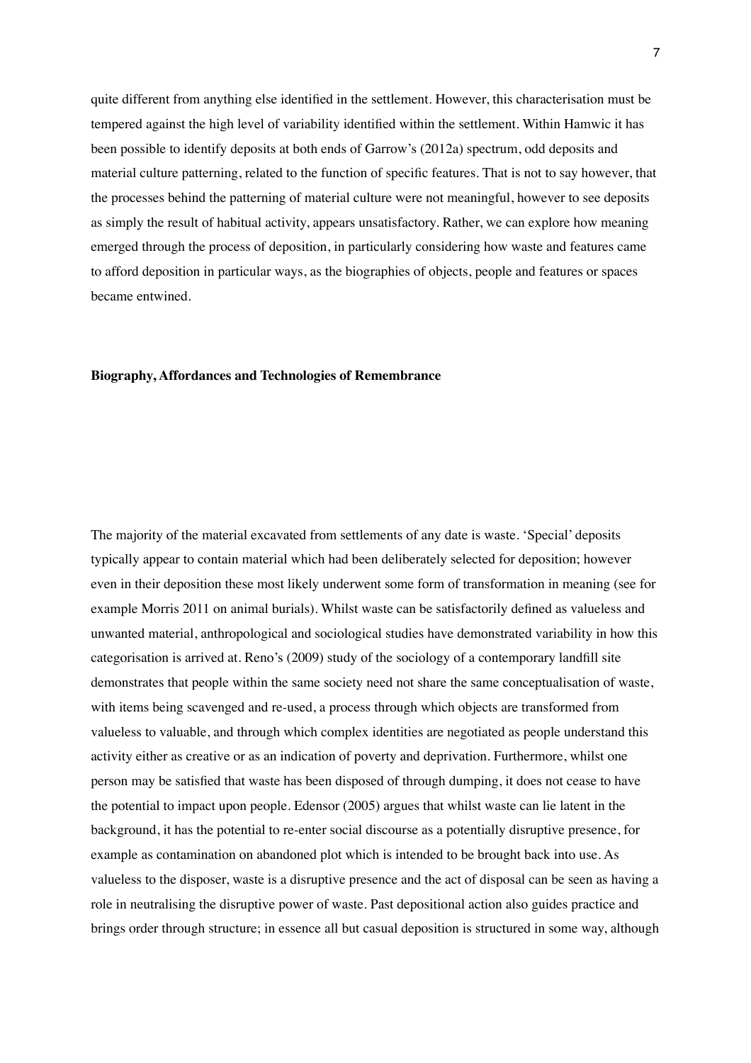quite different from anything else identified in the settlement. However, this characterisation must be tempered against the high level of variability identified within the settlement. Within Hamwic it has been possible to identify deposits at both ends of Garrow's (2012a) spectrum, odd deposits and material culture patterning, related to the function of specific features. That is not to say however, that the processes behind the patterning of material culture were not meaningful, however to see deposits as simply the result of habitual activity, appears unsatisfactory. Rather, we can explore how meaning emerged through the process of deposition, in particularly considering how waste and features came to afford deposition in particular ways, as the biographies of objects, people and features or spaces became entwined.

**Biography, Affordances and Technologies of Remembrance**

The majority of the material excavated from settlements of any date is waste. 'Special' deposits typically appear to contain material which had been deliberately selected for deposition; however even in their deposition these most likely underwent some form of transformation in meaning (see for example Morris 2011 on animal burials). Whilst waste can be satisfactorily defined as valueless and unwanted material, anthropological and sociological studies have demonstrated variability in how this categorisation is arrived at. Reno's (2009) study of the sociology of a contemporary landfill site demonstrates that people within the same society need not share the same conceptualisation of waste, with items being scavenged and re-used, a process through which objects are transformed from valueless to valuable, and through which complex identities are negotiated as people understand this activity either as creative or as an indication of poverty and deprivation. Furthermore, whilst one person may be satisfied that waste has been disposed of through dumping, it does not cease to have the potential to impact upon people. Edensor (2005) argues that whilst waste can lie latent in the background, it has the potential to re-enter social discourse as a potentially disruptive presence, for example as contamination on abandoned plot which is intended to be brought back into use. As valueless to the disposer, waste is a disruptive presence and the act of disposal can be seen as having a role in neutralising the disruptive power of waste. Past depositional action also guides practice and brings order through structure; in essence all but casual deposition is structured in some way, although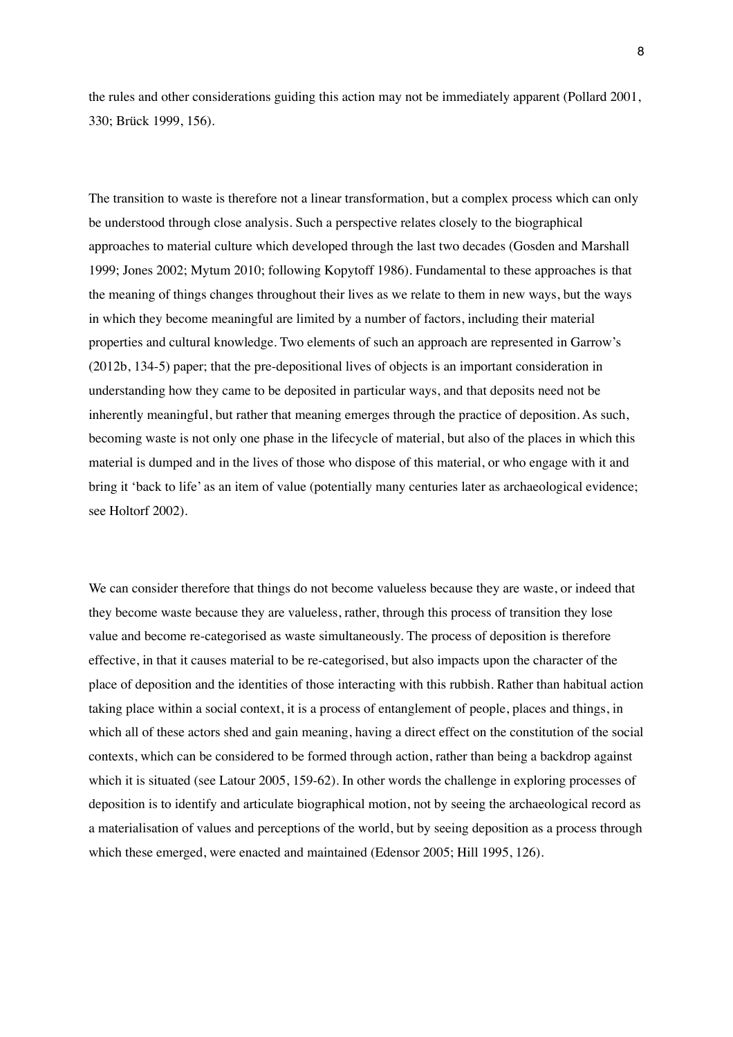the rules and other considerations guiding this action may not be immediately apparent (Pollard 2001, 330; Brück 1999, 156).

The transition to waste is therefore not a linear transformation, but a complex process which can only be understood through close analysis. Such a perspective relates closely to the biographical approaches to material culture which developed through the last two decades (Gosden and Marshall 1999; Jones 2002; Mytum 2010; following Kopytoff 1986). Fundamental to these approaches is that the meaning of things changes throughout their lives as we relate to them in new ways, but the ways in which they become meaningful are limited by a number of factors, including their material properties and cultural knowledge. Two elements of such an approach are represented in Garrow's (2012b, 134-5) paper; that the pre-depositional lives of objects is an important consideration in understanding how they came to be deposited in particular ways, and that deposits need not be inherently meaningful, but rather that meaning emerges through the practice of deposition. As such, becoming waste is not only one phase in the lifecycle of material, but also of the places in which this material is dumped and in the lives of those who dispose of this material, or who engage with it and bring it 'back to life' as an item of value (potentially many centuries later as archaeological evidence; see Holtorf 2002).

We can consider therefore that things do not become valueless because they are waste, or indeed that they become waste because they are valueless, rather, through this process of transition they lose value and become re-categorised as waste simultaneously. The process of deposition is therefore effective, in that it causes material to be re-categorised, but also impacts upon the character of the place of deposition and the identities of those interacting with this rubbish. Rather than habitual action taking place within a social context, it is a process of entanglement of people, places and things, in which all of these actors shed and gain meaning, having a direct effect on the constitution of the social contexts, which can be considered to be formed through action, rather than being a backdrop against which it is situated (see Latour 2005, 159-62). In other words the challenge in exploring processes of deposition is to identify and articulate biographical motion, not by seeing the archaeological record as a materialisation of values and perceptions of the world, but by seeing deposition as a process through which these emerged, were enacted and maintained (Edensor 2005; Hill 1995, 126).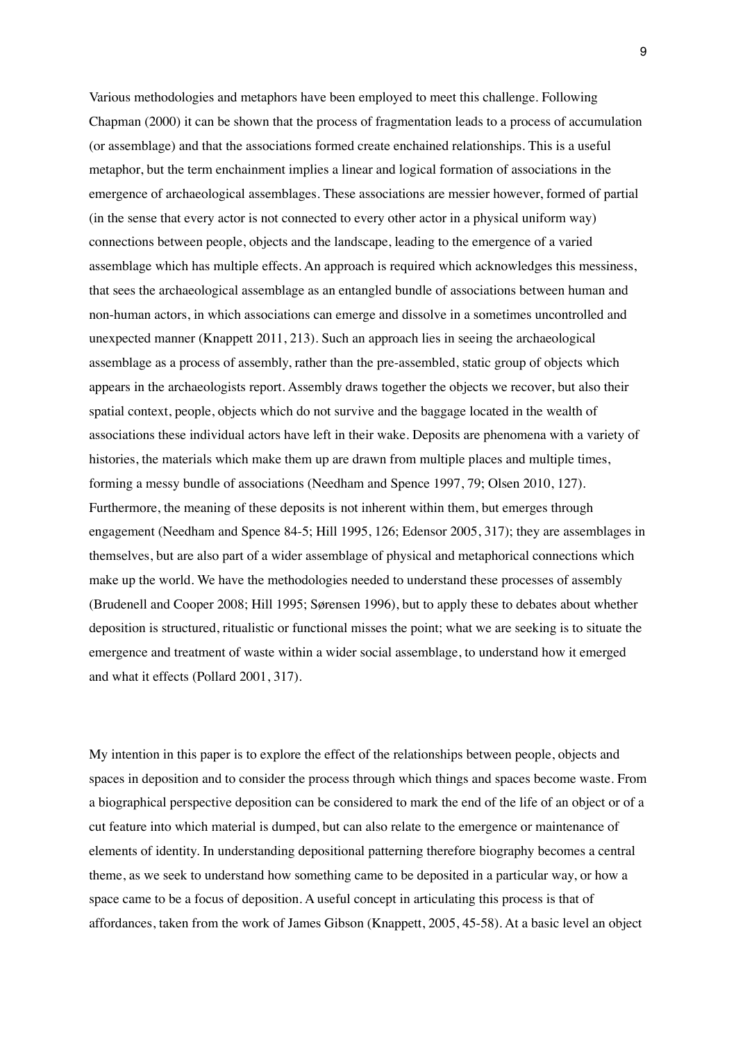Various methodologies and metaphors have been employed to meet this challenge. Following Chapman (2000) it can be shown that the process of fragmentation leads to a process of accumulation (or assemblage) and that the associations formed create enchained relationships. This is a useful metaphor, but the term enchainment implies a linear and logical formation of associations in the emergence of archaeological assemblages. These associations are messier however, formed of partial (in the sense that every actor is not connected to every other actor in a physical uniform way) connections between people, objects and the landscape, leading to the emergence of a varied assemblage which has multiple effects. An approach is required which acknowledges this messiness, that sees the archaeological assemblage as an entangled bundle of associations between human and non-human actors, in which associations can emerge and dissolve in a sometimes uncontrolled and unexpected manner (Knappett 2011, 213). Such an approach lies in seeing the archaeological assemblage as a process of assembly, rather than the pre-assembled, static group of objects which appears in the archaeologists report. Assembly draws together the objects we recover, but also their spatial context, people, objects which do not survive and the baggage located in the wealth of associations these individual actors have left in their wake. Deposits are phenomena with a variety of histories, the materials which make them up are drawn from multiple places and multiple times, forming a messy bundle of associations (Needham and Spence 1997, 79; Olsen 2010, 127). Furthermore, the meaning of these deposits is not inherent within them, but emerges through engagement (Needham and Spence 84-5; Hill 1995, 126; Edensor 2005, 317); they are assemblages in themselves, but are also part of a wider assemblage of physical and metaphorical connections which make up the world. We have the methodologies needed to understand these processes of assembly (Brudenell and Cooper 2008; Hill 1995; Sørensen 1996), but to apply these to debates about whether deposition is structured, ritualistic or functional misses the point; what we are seeking is to situate the emergence and treatment of waste within a wider social assemblage, to understand how it emerged and what it effects (Pollard 2001, 317).

My intention in this paper is to explore the effect of the relationships between people, objects and spaces in deposition and to consider the process through which things and spaces become waste. From a biographical perspective deposition can be considered to mark the end of the life of an object or of a cut feature into which material is dumped, but can also relate to the emergence or maintenance of elements of identity. In understanding depositional patterning therefore biography becomes a central theme, as we seek to understand how something came to be deposited in a particular way, or how a space came to be a focus of deposition. A useful concept in articulating this process is that of affordances, taken from the work of James Gibson (Knappett, 2005, 45-58). At a basic level an object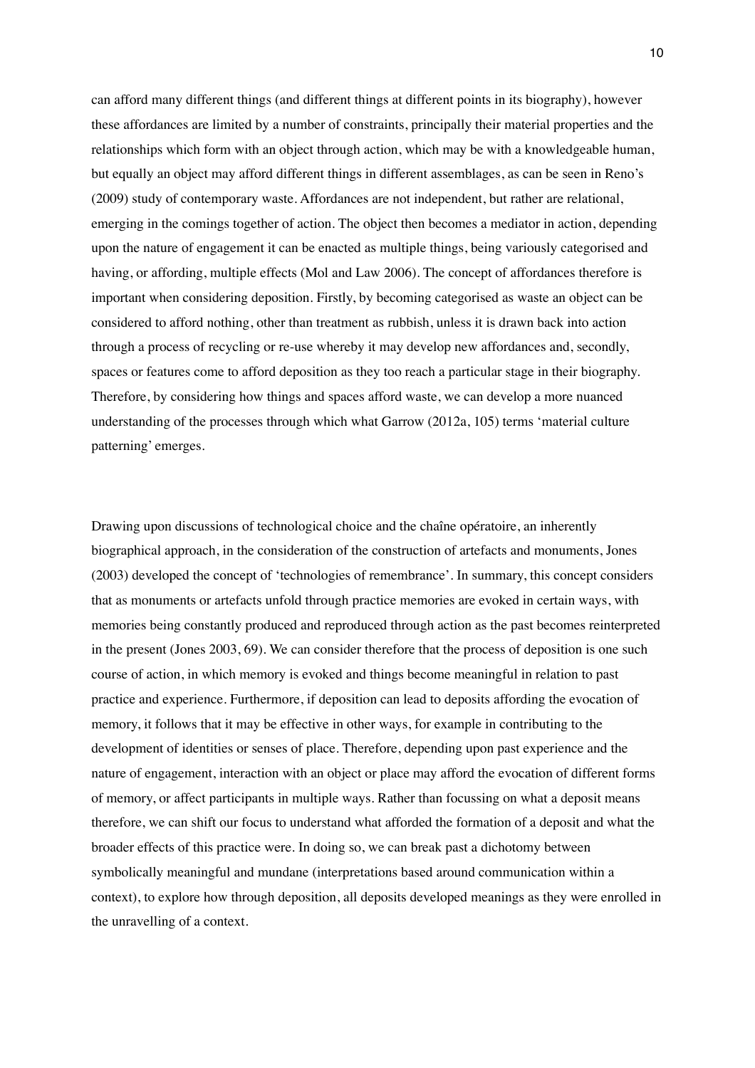can afford many different things (and different things at different points in its biography), however these affordances are limited by a number of constraints, principally their material properties and the relationships which form with an object through action, which may be with a knowledgeable human, but equally an object may afford different things in different assemblages, as can be seen in Reno's (2009) study of contemporary waste. Affordances are not independent, but rather are relational, emerging in the comings together of action. The object then becomes a mediator in action, depending upon the nature of engagement it can be enacted as multiple things, being variously categorised and having, or affording, multiple effects (Mol and Law 2006). The concept of affordances therefore is important when considering deposition. Firstly, by becoming categorised as waste an object can be considered to afford nothing, other than treatment as rubbish, unless it is drawn back into action through a process of recycling or re-use whereby it may develop new affordances and, secondly, spaces or features come to afford deposition as they too reach a particular stage in their biography. Therefore, by considering how things and spaces afford waste, we can develop a more nuanced understanding of the processes through which what Garrow (2012a, 105) terms 'material culture patterning' emerges.

Drawing upon discussions of technological choice and the chaîne opératoire, an inherently biographical approach, in the consideration of the construction of artefacts and monuments, Jones (2003) developed the concept of 'technologies of remembrance'. In summary, this concept considers that as monuments or artefacts unfold through practice memories are evoked in certain ways, with memories being constantly produced and reproduced through action as the past becomes reinterpreted in the present (Jones 2003, 69). We can consider therefore that the process of deposition is one such course of action, in which memory is evoked and things become meaningful in relation to past practice and experience. Furthermore, if deposition can lead to deposits affording the evocation of memory, it follows that it may be effective in other ways, for example in contributing to the development of identities or senses of place. Therefore, depending upon past experience and the nature of engagement, interaction with an object or place may afford the evocation of different forms of memory, or affect participants in multiple ways. Rather than focussing on what a deposit means therefore, we can shift our focus to understand what afforded the formation of a deposit and what the broader effects of this practice were. In doing so, we can break past a dichotomy between symbolically meaningful and mundane (interpretations based around communication within a context), to explore how through deposition, all deposits developed meanings as they were enrolled in the unravelling of a context.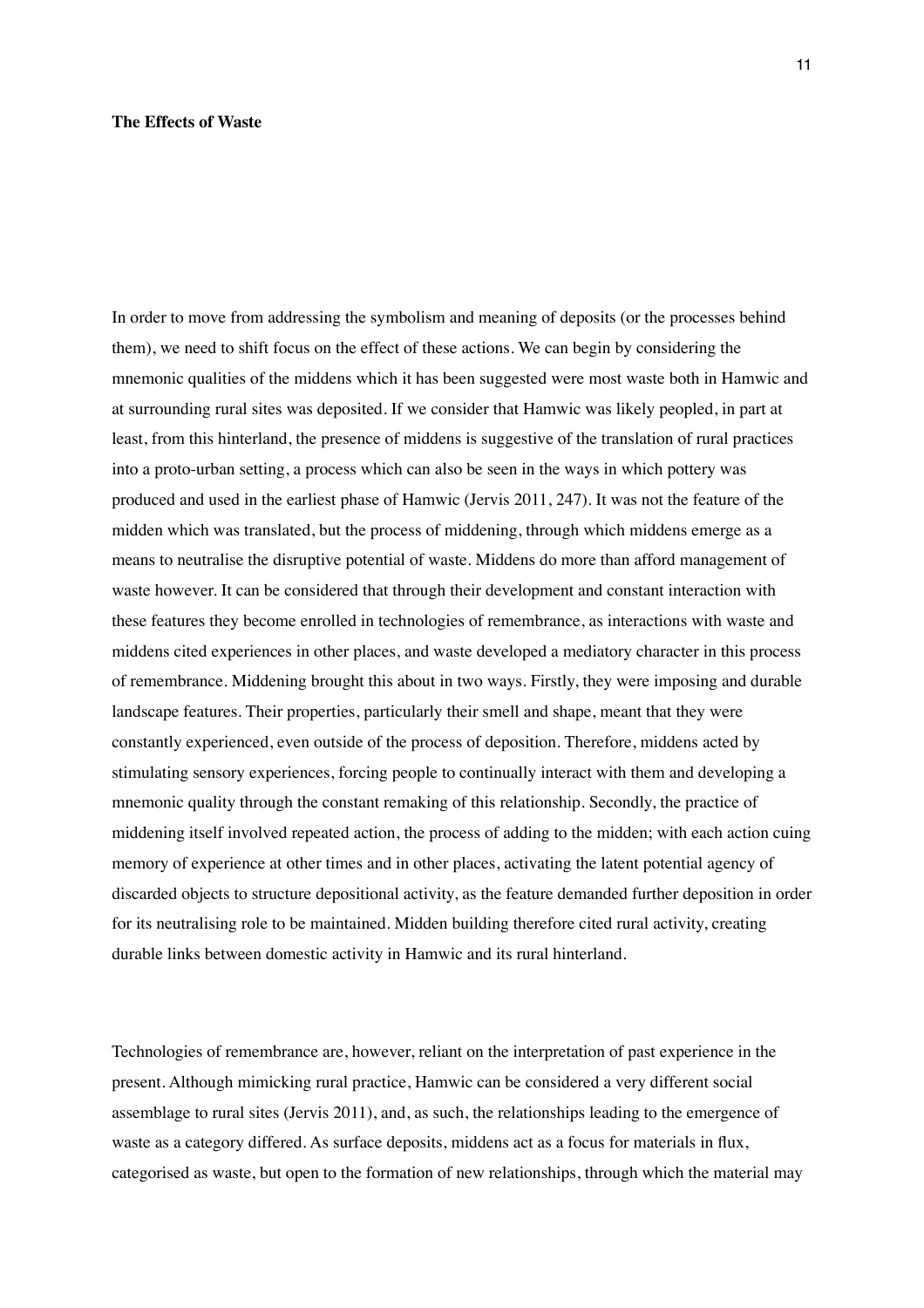**The Effects of Waste**

In order to move from addressing the symbolism and meaning of deposits (or the processes behind them), we need to shift focus on the effect of these actions. We can begin by considering the mnemonic qualities of the middens which it has been suggested were most waste both in Hamwic and at surrounding rural sites was deposited. If we consider that Hamwic was likely peopled, in part at least, from this hinterland, the presence of middens is suggestive of the translation of rural practices into a proto-urban setting, a process which can also be seen in the ways in which pottery was produced and used in the earliest phase of Hamwic (Jervis 2011, 247). It was not the feature of the midden which was translated, but the process of middening, through which middens emerge as a means to neutralise the disruptive potential of waste. Middens do more than afford management of waste however. It can be considered that through their development and constant interaction with these features they become enrolled in technologies of remembrance, as interactions with waste and middens cited experiences in other places, and waste developed a mediatory character in this process of remembrance. Middening brought this about in two ways. Firstly, they were imposing and durable landscape features. Their properties, particularly their smell and shape, meant that they were constantly experienced, even outside of the process of deposition. Therefore, middens acted by stimulating sensory experiences, forcing people to continually interact with them and developing a mnemonic quality through the constant remaking of this relationship. Secondly, the practice of middening itself involved repeated action, the process of adding to the midden; with each action cuing memory of experience at other times and in other places, activating the latent potential agency of discarded objects to structure depositional activity, as the feature demanded further deposition in order for its neutralising role to be maintained. Midden building therefore cited rural activity, creating durable links between domestic activity in Hamwic and its rural hinterland.

Technologies of remembrance are, however, reliant on the interpretation of past experience in the present. Although mimicking rural practice, Hamwic can be considered a very different social assemblage to rural sites (Jervis 2011), and, as such, the relationships leading to the emergence of waste as a category differed. As surface deposits, middens act as a focus for materials in flux, categorised as waste, but open to the formation of new relationships, through which the material may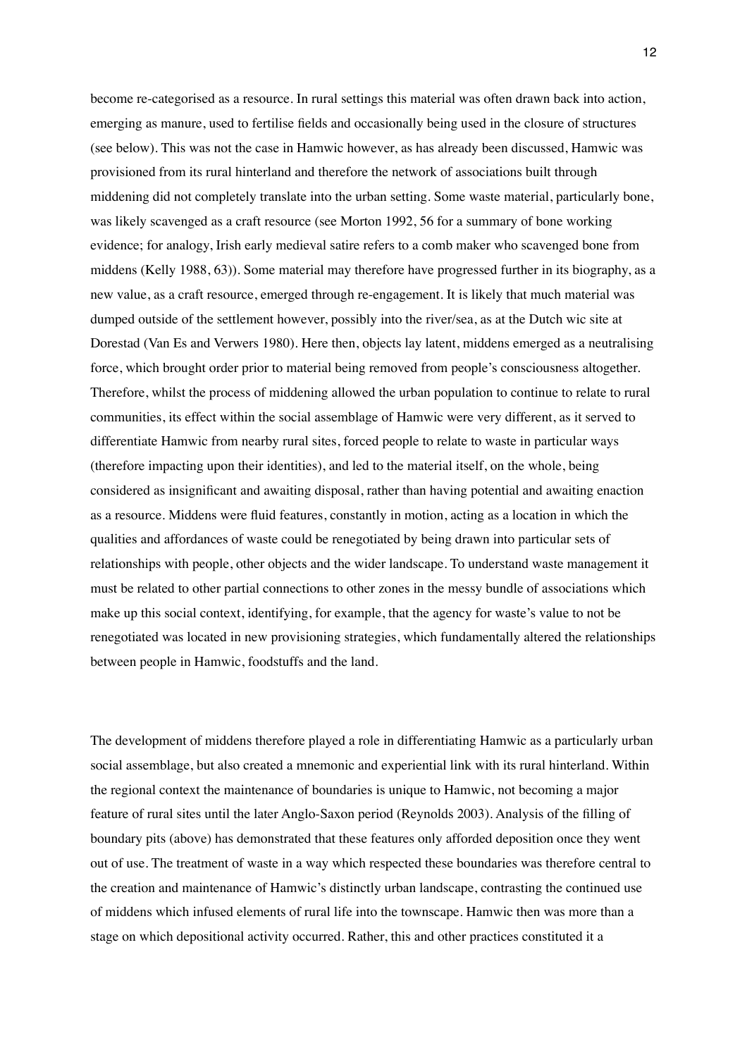become re-categorised as a resource. In rural settings this material was often drawn back into action, emerging as manure, used to fertilise fields and occasionally being used in the closure of structures (see below). This was not the case in Hamwic however, as has already been discussed, Hamwic was provisioned from its rural hinterland and therefore the network of associations built through middening did not completely translate into the urban setting. Some waste material, particularly bone, was likely scavenged as a craft resource (see Morton 1992, 56 for a summary of bone working evidence; for analogy, Irish early medieval satire refers to a comb maker who scavenged bone from middens (Kelly 1988, 63)). Some material may therefore have progressed further in its biography, as a new value, as a craft resource, emerged through re-engagement. It is likely that much material was dumped outside of the settlement however, possibly into the river/sea, as at the Dutch wic site at Dorestad (Van Es and Verwers 1980). Here then, objects lay latent, middens emerged as a neutralising force, which brought order prior to material being removed from people's consciousness altogether. Therefore, whilst the process of middening allowed the urban population to continue to relate to rural communities, its effect within the social assemblage of Hamwic were very different, as it served to differentiate Hamwic from nearby rural sites, forced people to relate to waste in particular ways (therefore impacting upon their identities), and led to the material itself, on the whole, being considered as insignificant and awaiting disposal, rather than having potential and awaiting enaction as a resource. Middens were fluid features, constantly in motion, acting as a location in which the qualities and affordances of waste could be renegotiated by being drawn into particular sets of relationships with people, other objects and the wider landscape. To understand waste management it must be related to other partial connections to other zones in the messy bundle of associations which make up this social context, identifying, for example, that the agency for waste's value to not be renegotiated was located in new provisioning strategies, which fundamentally altered the relationships between people in Hamwic, foodstuffs and the land.

The development of middens therefore played a role in differentiating Hamwic as a particularly urban social assemblage, but also created a mnemonic and experiential link with its rural hinterland. Within the regional context the maintenance of boundaries is unique to Hamwic, not becoming a major feature of rural sites until the later Anglo-Saxon period (Reynolds 2003). Analysis of the filling of boundary pits (above) has demonstrated that these features only afforded deposition once they went out of use. The treatment of waste in a way which respected these boundaries was therefore central to the creation and maintenance of Hamwic's distinctly urban landscape, contrasting the continued use of middens which infused elements of rural life into the townscape. Hamwic then was more than a stage on which depositional activity occurred. Rather, this and other practices constituted it a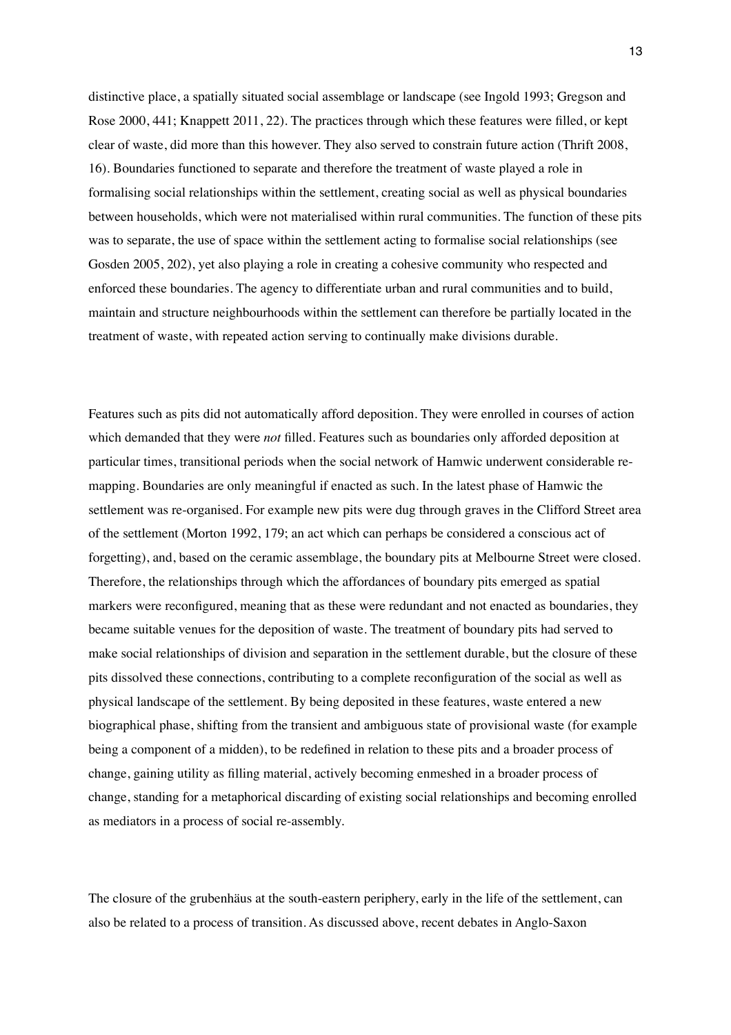distinctive place, a spatially situated social assemblage or landscape (see Ingold 1993; Gregson and Rose 2000, 441; Knappett 2011, 22). The practices through which these features were filled, or kept clear of waste, did more than this however. They also served to constrain future action (Thrift 2008, 16). Boundaries functioned to separate and therefore the treatment of waste played a role in formalising social relationships within the settlement, creating social as well as physical boundaries between households, which were not materialised within rural communities. The function of these pits was to separate, the use of space within the settlement acting to formalise social relationships (see Gosden 2005, 202), yet also playing a role in creating a cohesive community who respected and enforced these boundaries. The agency to differentiate urban and rural communities and to build, maintain and structure neighbourhoods within the settlement can therefore be partially located in the treatment of waste, with repeated action serving to continually make divisions durable.

Features such as pits did not automatically afford deposition. They were enrolled in courses of action which demanded that they were *not* filled. Features such as boundaries only afforded deposition at particular times, transitional periods when the social network of Hamwic underwent considerable re-mapping. Boundaries are only meaningful if enacted as such. In the latest phase of Hamwic the settlement was re-organised. For example new pits were dug through graves in the Clifford Street area of the settlement (Morton 1992, 179; an act which can perhaps be considered a conscious act of forgetting), and, based on the ceramic assemblage, the boundary pits at Melbourne Street were closed. Therefore, the relationships through which the affordances of boundary pits emerged as spatial markers were reconfigured, meaning that as these were redundant and not enacted as boundaries, they became suitable venues for the deposition of waste. The treatment of boundary pits had served to make social relationships of division and separation in the settlement durable, but the closure of these pits dissolved these connections, contributing to a complete reconfiguration of the social as well as physical landscape of the settlement. By being deposited in these features, waste entered a new biographical phase, shifting from the transient and ambiguous state of provisional waste (for example being a component of a midden), to be redefined in relation to these pits and a broader process of change, gaining utility as filling material, actively becoming enmeshed in a broader process of change, standing for a metaphorical discarding of existing social relationships and becoming enrolled as mediators in a process of social re-assembly.

The closure of the grubenhäus at the south-eastern periphery, early in the life of the settlement, can also be related to a process of transition. As discussed above, recent debates in Anglo-Saxon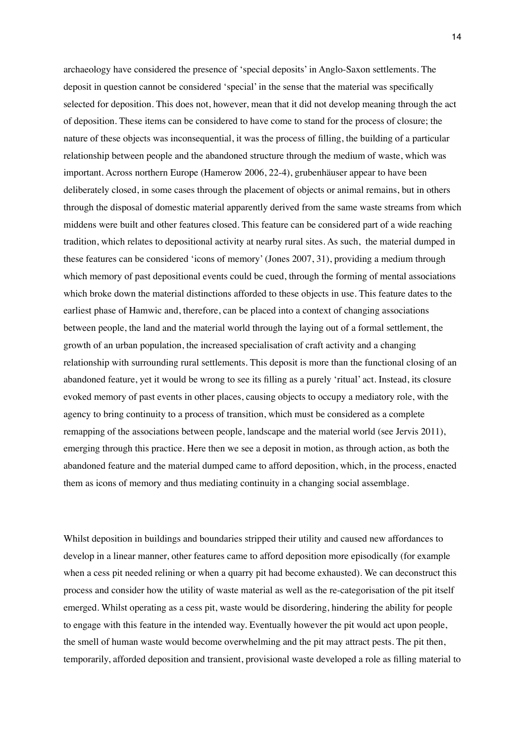archaeology have considered the presence of 'special deposits' in Anglo-Saxon settlements. The deposit in question cannot be considered 'special' in the sense that the material was specifically selected for deposition. This does not, however, mean that it did not develop meaning through the act of deposition. These items can be considered to have come to stand for the process of closure; the nature of these objects was inconsequential, it was the process of filling, the building of a particular relationship between people and the abandoned structure through the medium of waste, which was important. Across northern Europe (Hamerow 2006, 22-4), grubenhäuser appear to have been deliberately closed, in some cases through the placement of objects or animal remains, but in others through the disposal of domestic material apparently derived from the same waste streams from which middens were built and other features closed. This feature can be considered part of a wide reaching tradition, which relates to depositional activity at nearby rural sites. As such, the material dumped in these features can be considered 'icons of memory' (Jones 2007, 31), providing a medium through which memory of past depositional events could be cued, through the forming of mental associations which broke down the material distinctions afforded to these objects in use. This feature dates to the earliest phase of Hamwic and, therefore, can be placed into a context of changing associations between people, the land and the material world through the laying out of a formal settlement, the growth of an urban population, the increased specialisation of craft activity and a changing relationship with surrounding rural settlements. This deposit is more than the functional closing of an abandoned feature, yet it would be wrong to see its filling as a purely 'ritual' act. Instead, its closure evoked memory of past events in other places, causing objects to occupy a mediatory role, with the agency to bring continuity to a process of transition, which must be considered as a complete remapping of the associations between people, landscape and the material world (see Jervis 2011), emerging through this practice. Here then we see a deposit in motion, as through action, as both the abandoned feature and the material dumped came to afford deposition, which, in the process, enacted them as icons of memory and thus mediating continuity in a changing social assemblage.

Whilst deposition in buildings and boundaries stripped their utility and caused new affordances to develop in a linear manner, other features came to afford deposition more episodically (for example when a cess pit needed relining or when a quarry pit had become exhausted). We can deconstruct this process and consider how the utility of waste material as well as the re-categorisation of the pit itself emerged. Whilst operating as a cess pit, waste would be disordering, hindering the ability for people to engage with this feature in the intended way. Eventually however the pit would act upon people, the smell of human waste would become overwhelming and the pit may attract pests. The pit then, temporarily, afforded deposition and transient, provisional waste developed a role as filling material to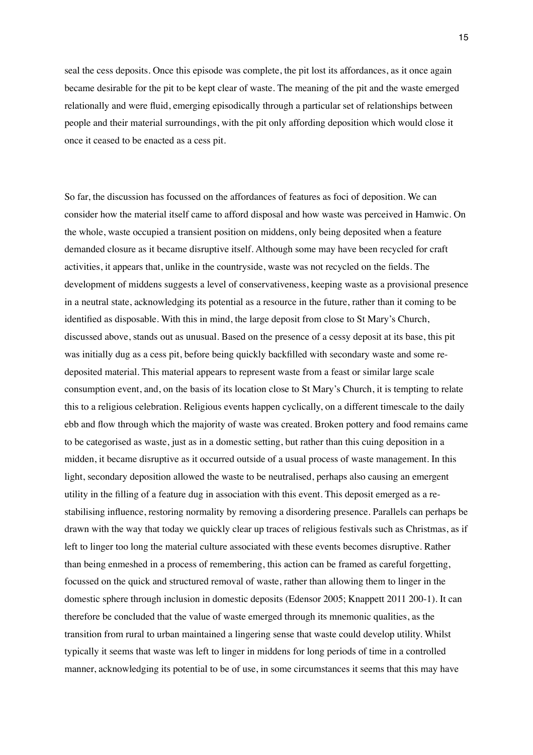seal the cess deposits. Once this episode was complete, the pit lost its affordances, as it once again became desirable for the pit to be kept clear of waste. The meaning of the pit and the waste emerged relationally and were fluid, emerging episodically through a particular set of relationships between people and their material surroundings, with the pit only affording deposition which would close it once it ceased to be enacted as a cess pit.

So far, the discussion has focussed on the affordances of features as foci of deposition. We can consider how the material itself came to afford disposal and how waste was perceived in Hamwic. On the whole, waste occupied a transient position on middens, only being deposited when a feature demanded closure as it became disruptive itself. Although some may have been recycled for craft activities, it appears that, unlike in the countryside, waste was not recycled on the fields. The development of middens suggests a level of conservativeness, keeping waste as a provisional presence in a neutral state, acknowledging its potential as a resource in the future, rather than it coming to be identified as disposable. With this in mind, the large deposit from close to St Mary's Church, discussed above, stands out as unusual. Based on the presence of a cessy deposit at its base, this pit was initially dug as a cess pit, before being quickly backfilled with secondary waste and some re-deposited material. This material appears to represent waste from a feast or similar large scale consumption event, and, on the basis of its location close to St Mary's Church, it is tempting to relate this to a religious celebration. Religious events happen cyclically, on a different timescale to the daily ebb and flow through which the majority of waste was created. Broken pottery and food remains came to be categorised as waste, just as in a domestic setting, but rather than this cuing deposition in a midden, it became disruptive as it occurred outside of a usual process of waste management. In this light, secondary deposition allowed the waste to be neutralised, perhaps also causing an emergent utility in the filling of a feature dug in association with this event. This deposit emerged as a re-stabilising influence, restoring normality by removing a disordering presence. Parallels can perhaps be drawn with the way that today we quickly clear up traces of religious festivals such as Christmas, as if left to linger too long the material culture associated with these events becomes disruptive. Rather than being enmeshed in a process of remembering, this action can be framed as careful forgetting, focussed on the quick and structured removal of waste, rather than allowing them to linger in the domestic sphere through inclusion in domestic deposits (Edensor 2005; Knappett 2011 200-1). It can therefore be concluded that the value of waste emerged through its mnemonic qualities, as the transition from rural to urban maintained a lingering sense that waste could develop utility. Whilst typically it seems that waste was left to linger in middens for long periods of time in a controlled manner, acknowledging its potential to be of use, in some circumstances it seems that this may have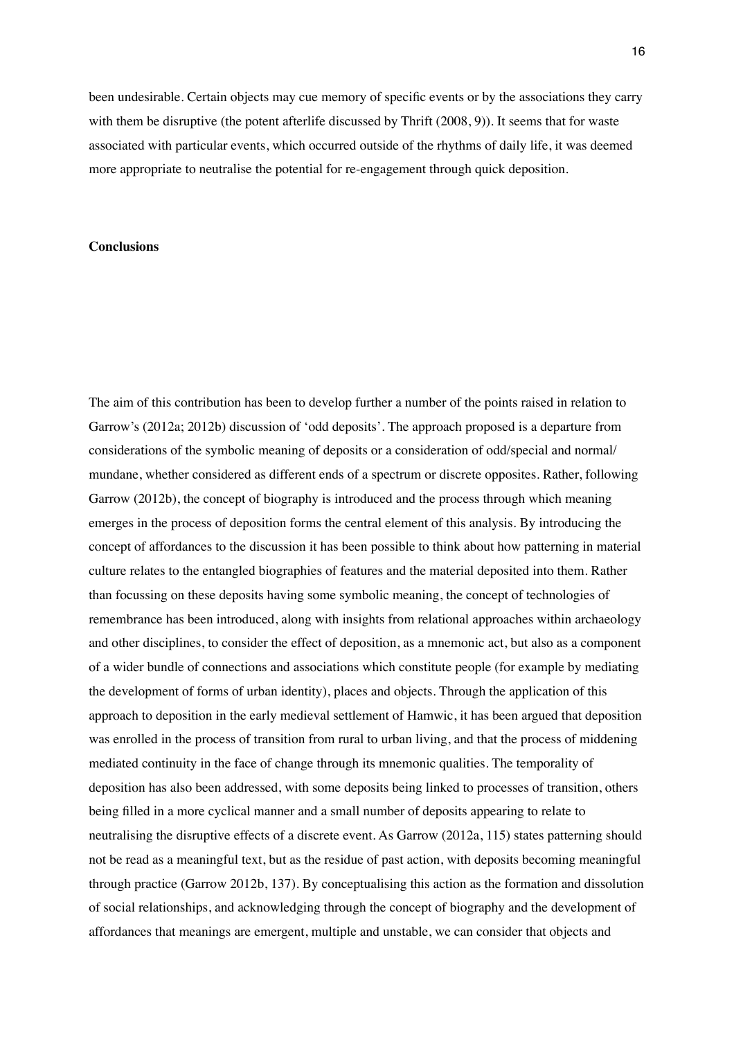been undesirable. Certain objects may cue memory of specific events or by the associations they carry with them be disruptive (the potent afterlife discussed by Thrift (2008, 9)). It seems that for waste associated with particular events, which occurred outside of the rhythms of daily life, it was deemed more appropriate to neutralise the potential for re-engagement through quick deposition.

## Conclusions

The aim of this contribution has been to develop further a number of the points raised in relation to Garrow's (2012a; 2012b) discussion of 'odd deposits'. The approach proposed is a departure from considerations of the symbolic meaning of deposits or a consideration of odd/special and normal/mundane, whether considered as different ends of a spectrum or discrete opposites. Rather, following Garrow (2012b), the concept of biography is introduced and the process through which meaning emerges in the process of deposition forms the central element of this analysis. By introducing the concept of affordances to the discussion it has been possible to think about how patterning in material culture relates to the entangled biographies of features and the material deposited into them. Rather than focussing on these deposits having some symbolic meaning, the concept of technologies of remembrance has been introduced, along with insights from relational approaches within archaeology and other disciplines, to consider the effect of deposition, as a mnemonic act, but also as a component of a wider bundle of connections and associations which constitute people (for example by mediating the development of forms of urban identity), places and objects. Through the application of this approach to deposition in the early medieval settlement of Hamwic, it has been argued that deposition was enrolled in the process of transition from rural to urban living, and that the process of middening mediated continuity in the face of change through its mnemonic qualities. The temporality of deposition has also been addressed, with some deposits being linked to processes of transition, others being filled in a more cyclical manner and a small number of deposits appearing to relate to neutralising the disruptive effects of a discrete event. As Garrow (2012a, 115) states patterning should not be read as a meaningful text, but as the residue of past action, with deposits becoming meaningful through practice (Garrow 2012b, 137). By conceptualising this action as the formation and dissolution of social relationships, and acknowledging through the concept of biography and the development of affordances that meanings are emergent, multiple and unstable, we can consider that objects and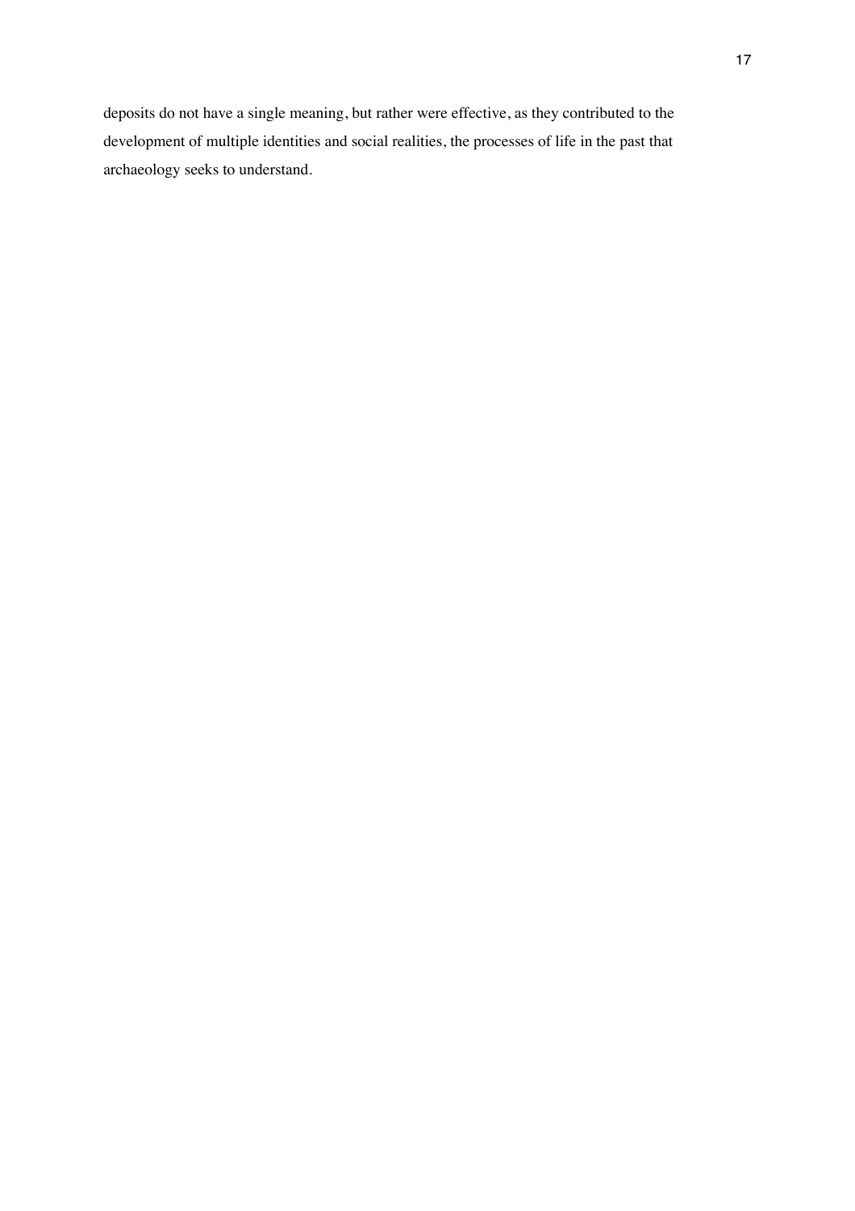deposits do not have a single meaning, but rather were effective, as they contributed to the development of multiple identities and social realities, the processes of life in the past that archaeology seeks to understand.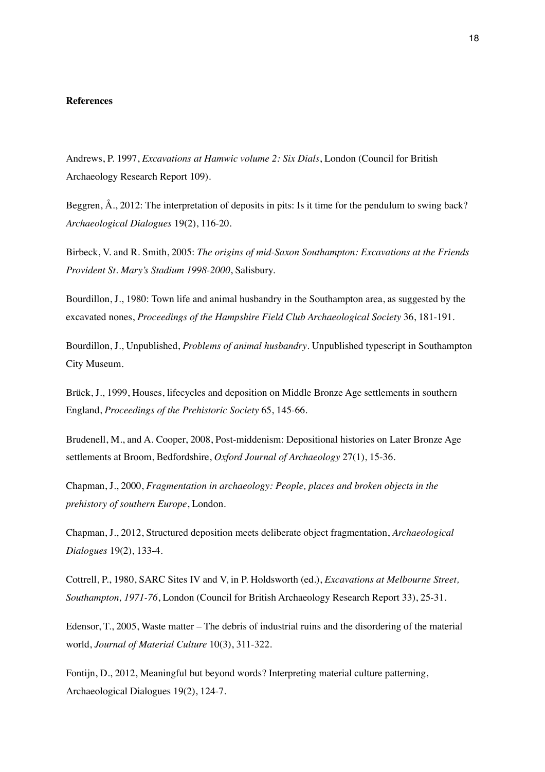**References**

Andrews, P. 1997, *Excavations at Hamwic volume 2: Six Dials*, London (Council for British Archaeology Research Report 109).

Beggren, Å., 2012: The interpretation of deposits in pits: Is it time for the pendulum to swing back? *Archaeological Dialogues* 19(2), 116-20.

Birbeck, V. and R. Smith, 2005: *The origins of mid-Saxon Southampton: Excavations at the Friends Provident St. Mary's Stadium 1998-2000*, Salisbury.

Bourdillon, J., 1980: Town life and animal husbandry in the Southampton area, as suggested by the excavated nones, *Proceedings of the Hampshire Field Club Archaeological Society* 36, 181-191.

Bourdillon, J., Unpublished, *Problems of animal husbandry*. Unpublished typescript in Southampton City Museum.

Brück, J., 1999, Houses, lifecycles and deposition on Middle Bronze Age settlements in southern England, *Proceedings of the Prehistoric Society* 65, 145-66.

Brudenell, M., and A. Cooper, 2008, Post-middenism: Depositional histories on Later Bronze Age settlements at Broom, Bedfordshire, *Oxford Journal of Archaeology* 27(1), 15-36.

Chapman, J., 2000, *Fragmentation in archaeology: People, places and broken objects in the prehistory of southern Europe*, London.

Chapman, J., 2012, Structured deposition meets deliberate object fragmentation, *Archaeological Dialogues* 19(2), 133-4.

Cottrell, P., 1980, SARC Sites IV and V, in P. Holdsworth (ed.), *Excavations at Melbourne Street, Southampton, 1971-76*, London (Council for British Archaeology Research Report 33), 25-31.

Edensor, T., 2005, Waste matter – The debris of industrial ruins and the disordering of the material world, *Journal of Material Culture* 10(3), 311-322.

Fontijn, D., 2012, Meaningful but beyond words? Interpreting material culture patterning, Archaeological Dialogues 19(2), 124-7.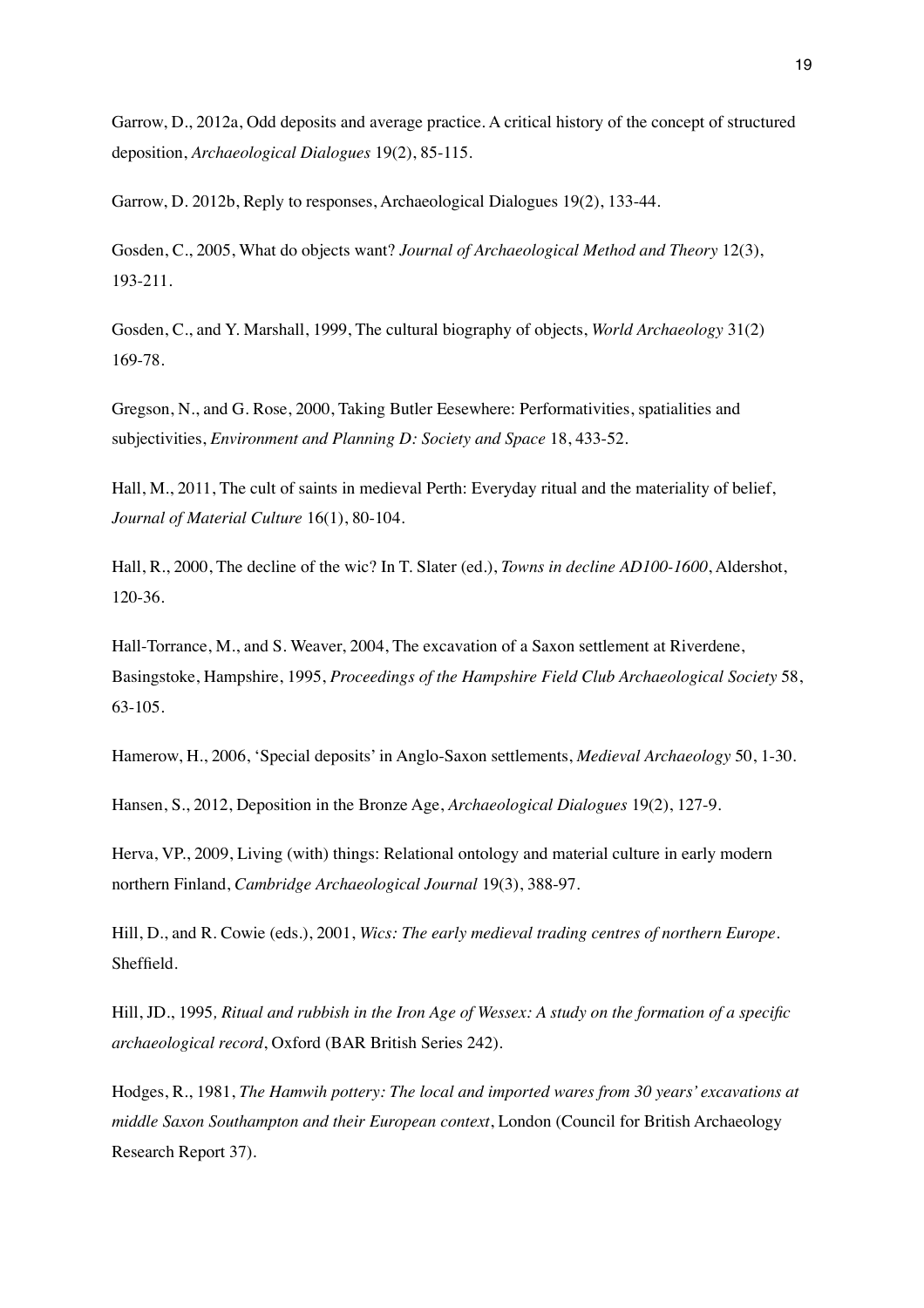Garrow, D., 2012a, Odd deposits and average practice. A critical history of the concept of structured deposition, *Archaeological Dialogues* 19(2), 85-115.

Garrow, D. 2012b, Reply to responses, Archaeological Dialogues 19(2), 133-44.

Gosden, C., 2005, What do objects want? *Journal of Archaeological Method and Theory* 12(3), 193-211.

Gosden, C., and Y. Marshall, 1999, The cultural biography of objects, *World Archaeology* 31(2) 169-78.

Gregson, N., and G. Rose, 2000, Taking Butler Eesewhere: Performativities, spatialities and subjectivities, *Environment and Planning D: Society and Space* 18, 433-52.

Hall, M., 2011, The cult of saints in medieval Perth: Everyday ritual and the materiality of belief, *Journal of Material Culture* 16(1), 80-104.

Hall, R., 2000, The decline of the wic? In T. Slater (ed.), *Towns in decline AD100-1600*, Aldershot, 120-36.

Hall-Torrance, M., and S. Weaver, 2004, The excavation of a Saxon settlement at Riverdene, Basingstoke, Hampshire, 1995, *Proceedings of the Hampshire Field Club Archaeological Society* 58, 63-105.

Hamerow, H., 2006, 'Special deposits' in Anglo-Saxon settlements, *Medieval Archaeology* 50, 1-30.

Hansen, S., 2012, Deposition in the Bronze Age, *Archaeological Dialogues* 19(2), 127-9.

Herva, VP., 2009, Living (with) things: Relational ontology and material culture in early modern northern Finland, *Cambridge Archaeological Journal* 19(3), 388-97.

Hill, D., and R. Cowie (eds.), 2001, *Wics: The early medieval trading centres of northern Europe*. Sheffield.

Hill, JD., 1995*, Ritual and rubbish in the Iron Age of Wessex: A study on the formation of a specific archaeological record*, Oxford (BAR British Series 242).

Hodges, R., 1981, *The Hamwih pottery: The local and imported wares from 30 years' excavations at middle Saxon Southampton and their European context*, London (Council for British Archaeology Research Report 37).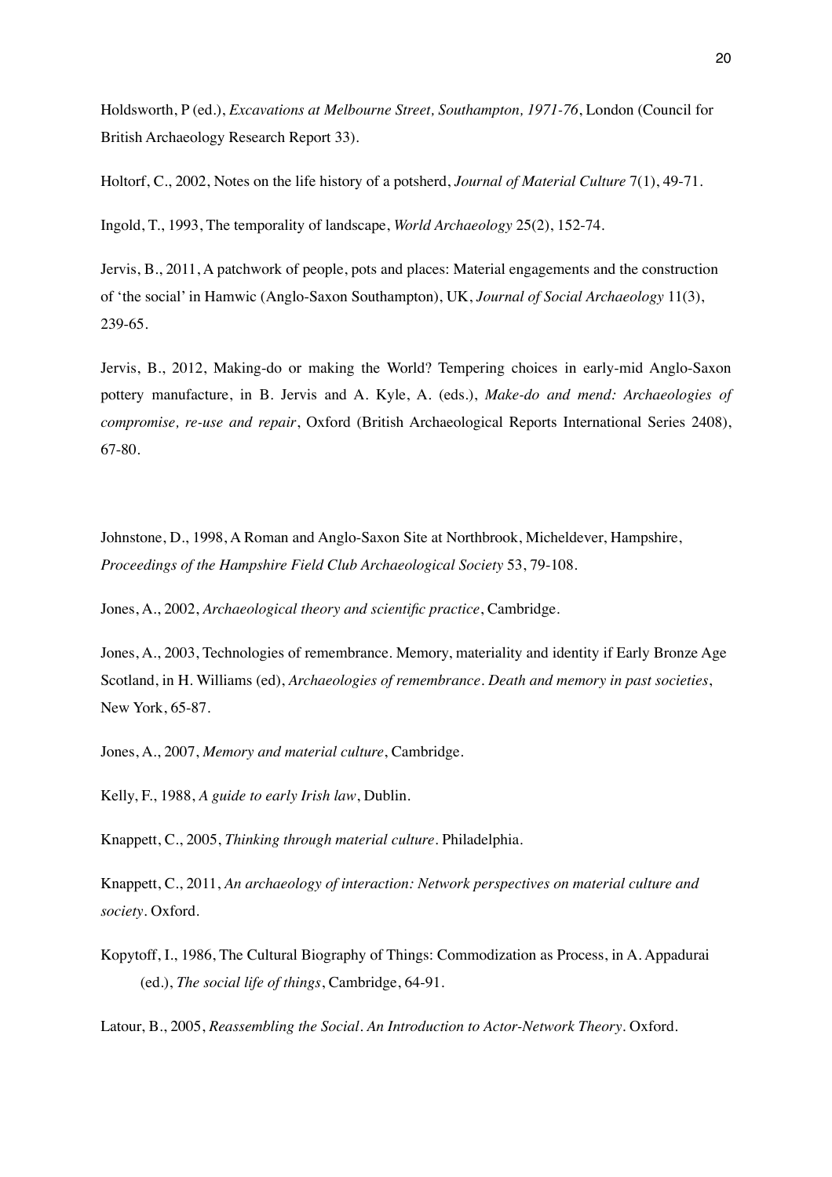Holdsworth, P (ed.), *Excavations at Melbourne Street, Southampton, 1971-76*, London (Council for British Archaeology Research Report 33).

Holtorf, C., 2002, Notes on the life history of a potsherd, *Journal of Material Culture* 7(1), 49-71.

Ingold, T., 1993, The temporality of landscape, *World Archaeology* 25(2), 152-74.

Jervis, B., 2011, A patchwork of people, pots and places: Material engagements and the construction of 'the social' in Hamwic (Anglo-Saxon Southampton), UK, *Journal of Social Archaeology* 11(3), 239-65.

Jervis, B., 2012, Making-do or making the World? Tempering choices in early-mid Anglo-Saxon pottery manufacture, in B. Jervis and A. Kyle, A. (eds.), *Make-do and mend: Archaeologies of compromise, re-use and repair*, Oxford (British Archaeological Reports International Series 2408), 67-80.

Johnstone, D., 1998, A Roman and Anglo-Saxon Site at Northbrook, Micheldever, Hampshire, *Proceedings of the Hampshire Field Club Archaeological Society* 53, 79-108.

Jones, A., 2002, *Archaeological theory and scientific practice*, Cambridge.

Jones, A., 2003, Technologies of remembrance. Memory, materiality and identity if Early Bronze Age Scotland, in H. Williams (ed), *Archaeologies of remembrance. Death and memory in past societies*, New York, 65-87.

Jones, A., 2007, *Memory and material culture*, Cambridge.

Kelly, F., 1988, *A guide to early Irish law*, Dublin.

Knappett, C., 2005, *Thinking through material culture*. Philadelphia.

Knappett, C., 2011, *An archaeology of interaction: Network perspectives on material culture and society*. Oxford.

Kopytoff, I., 1986, The Cultural Biography of Things: Commodization as Process, in A. Appadurai (ed.), *The social life of things*, Cambridge, 64-91.

Latour, B., 2005, *Reassembling the Social. An Introduction to Actor-Network Theory*. Oxford.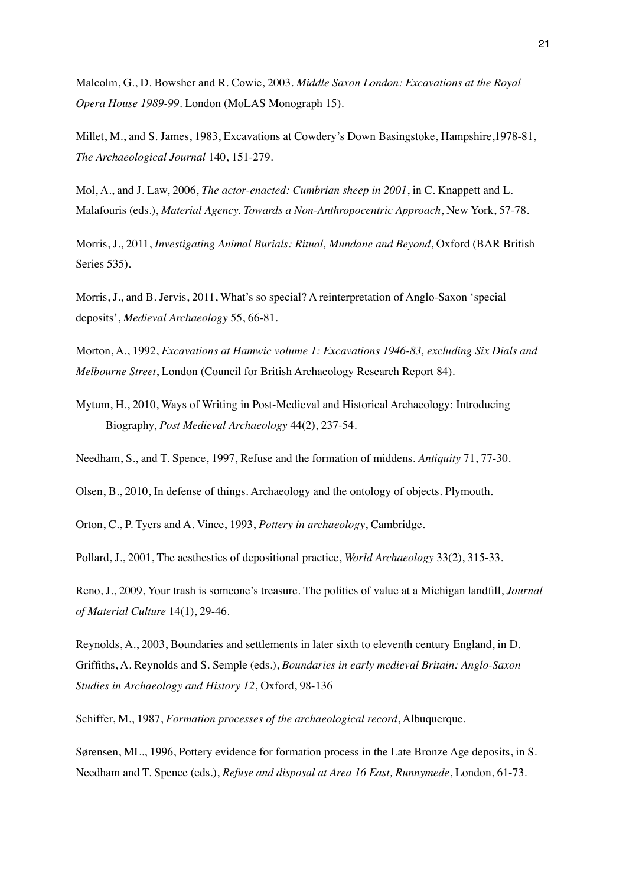Malcolm, G., D. Bowsher and R. Cowie, 2003. *Middle Saxon London: Excavations at the Royal Opera House 1989-99*. London (MoLAS Monograph 15).

Millet, M., and S. James, 1983, Excavations at Cowdery's Down Basingstoke, Hampshire,1978-81, *The Archaeological Journal* 140, 151-279.

Mol, A., and J. Law, 2006, *The actor-enacted: Cumbrian sheep in 2001*, in C. Knappett and L. Malafouris (eds.), *Material Agency. Towards a Non-Anthropocentric Approach*, New York, 57-78.

Morris, J., 2011, *Investigating Animal Burials: Ritual, Mundane and Beyond*, Oxford (BAR British Series 535).

Morris, J., and B. Jervis, 2011, What's so special? A reinterpretation of Anglo-Saxon 'special deposits', *Medieval Archaeology* 55, 66-81.

Morton, A., 1992, *Excavations at Hamwic volume 1: Excavations 1946-83, excluding Six Dials and Melbourne Street*, London (Council for British Archaeology Research Report 84).

Mytum, H., 2010, Ways of Writing in Post-Medieval and Historical Archaeology: Introducing Biography, *Post Medieval Archaeology* 44(2), 237-54.

Needham, S., and T. Spence, 1997, Refuse and the formation of middens. *Antiquity* 71, 77-30.

Olsen, B., 2010, In defense of things. Archaeology and the ontology of objects. Plymouth.

Orton, C., P. Tyers and A. Vince, 1993, *Pottery in archaeology*, Cambridge.

Pollard, J., 2001, The aesthestics of depositional practice, *World Archaeology* 33(2), 315-33.

Reno, J., 2009, Your trash is someone's treasure. The politics of value at a Michigan landfill, *Journal of Material Culture* 14(1), 29-46.

Reynolds, A., 2003, Boundaries and settlements in later sixth to eleventh century England, in D. Griffiths, A. Reynolds and S. Semple (eds.), *Boundaries in early medieval Britain: Anglo-Saxon Studies in Archaeology and History 12*, Oxford, 98-136

Schiffer, M., 1987, *Formation processes of the archaeological record*, Albuquerque.

Sørensen, ML., 1996, Pottery evidence for formation process in the Late Bronze Age deposits, in S. Needham and T. Spence (eds.), *Refuse and disposal at Area 16 East, Runnymede*, London, 61-73.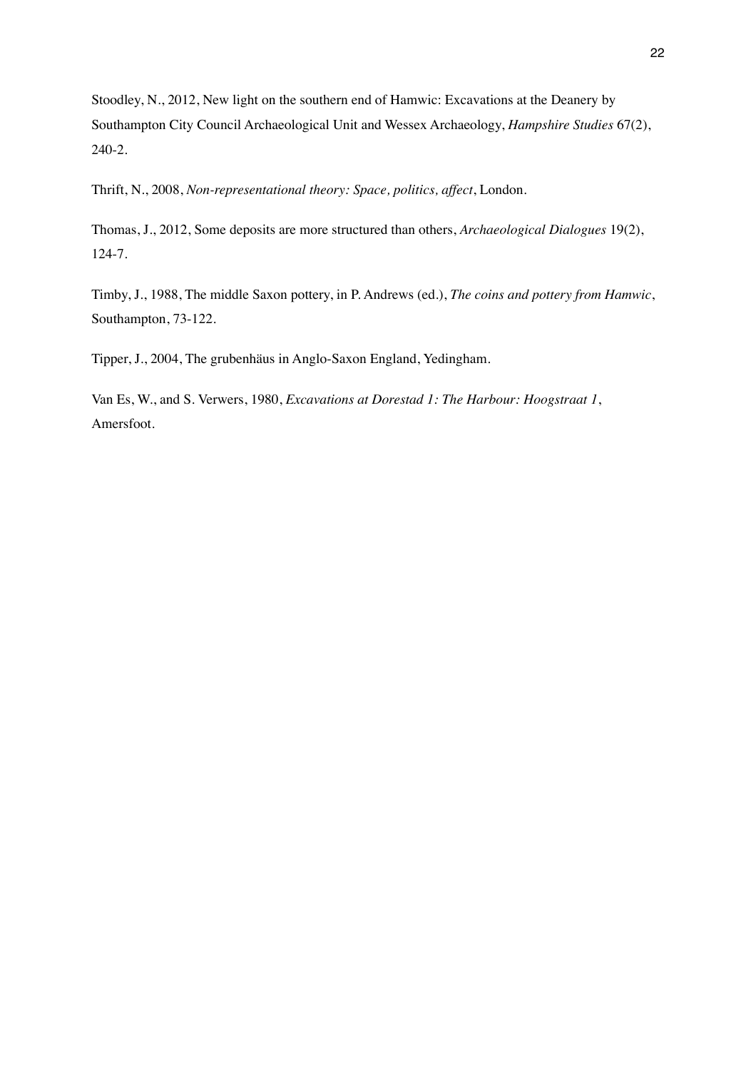Stoodley, N., 2012, New light on the southern end of Hamwic: Excavations at the Deanery by Southampton City Council Archaeological Unit and Wessex Archaeology, *Hampshire Studies* 67(2), 240-2.

Thrift, N., 2008, *Non-representational theory: Space, politics, affect*, London.

Thomas, J., 2012, Some deposits are more structured than others, *Archaeological Dialogues* 19(2), 124-7.

Timby, J., 1988, The middle Saxon pottery, in P. Andrews (ed.), *The coins and pottery from Hamwic*, Southampton, 73-122.

Tipper, J., 2004, The grubenhäus in Anglo-Saxon England, Yedingham.

Van Es, W., and S. Verwers, 1980, *Excavations at Dorestad 1: The Harbour: Hoogstraat 1*, Amersfoot.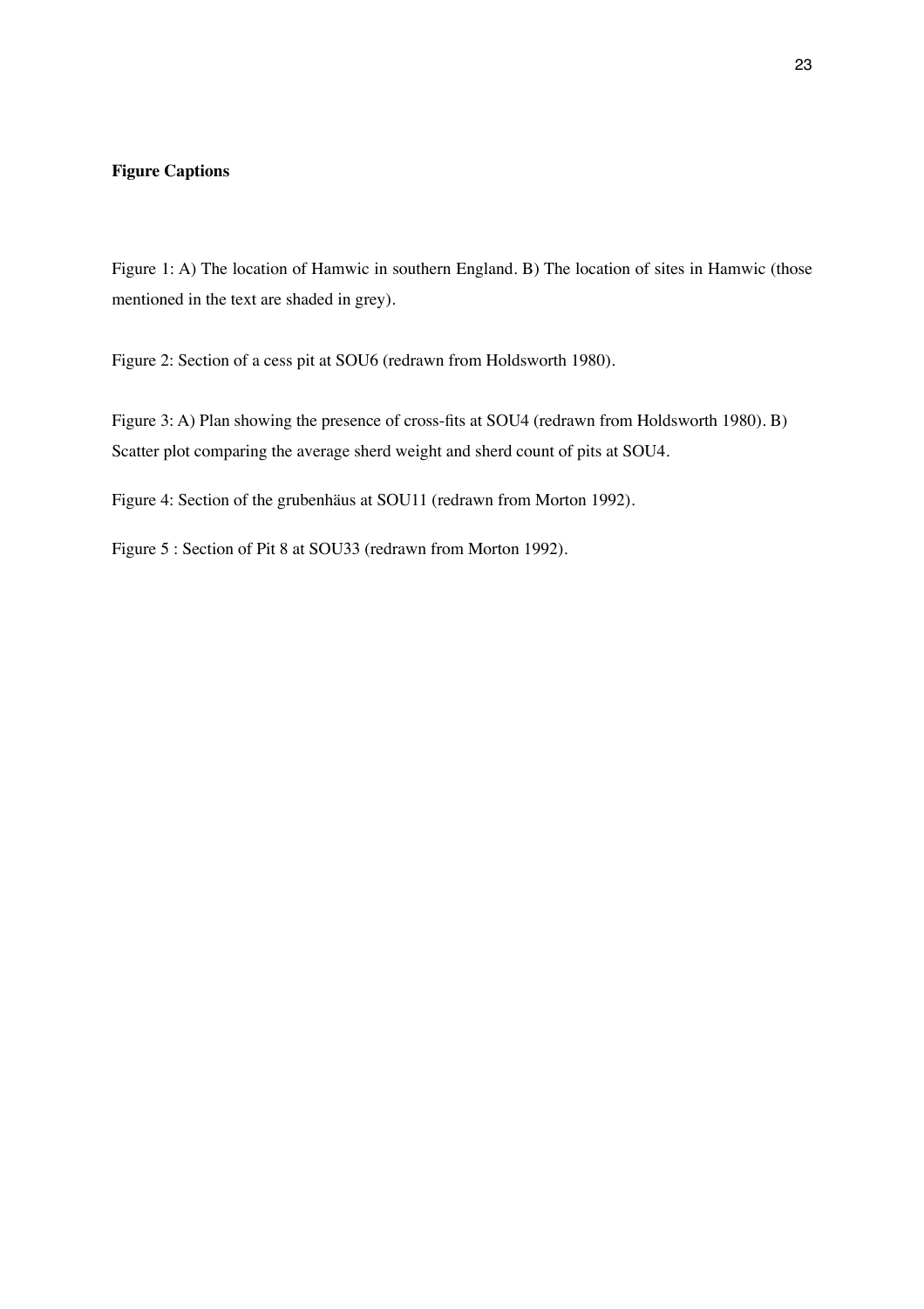**Figure Captions**

Figure 1: A) The location of Hamwic in southern England. B) The location of sites in Hamwic (those mentioned in the text are shaded in grey).

Figure 2: Section of a cess pit at SOU6 (redrawn from Holdsworth 1980).

Figure 3: A) Plan showing the presence of cross-fits at SOU4 (redrawn from Holdsworth 1980). B) Scatter plot comparing the average sherd weight and sherd count of pits at SOU4.

Figure 4: Section of the grubenhäus at SOU11 (redrawn from Morton 1992).

Figure 5 : Section of Pit 8 at SOU33 (redrawn from Morton 1992).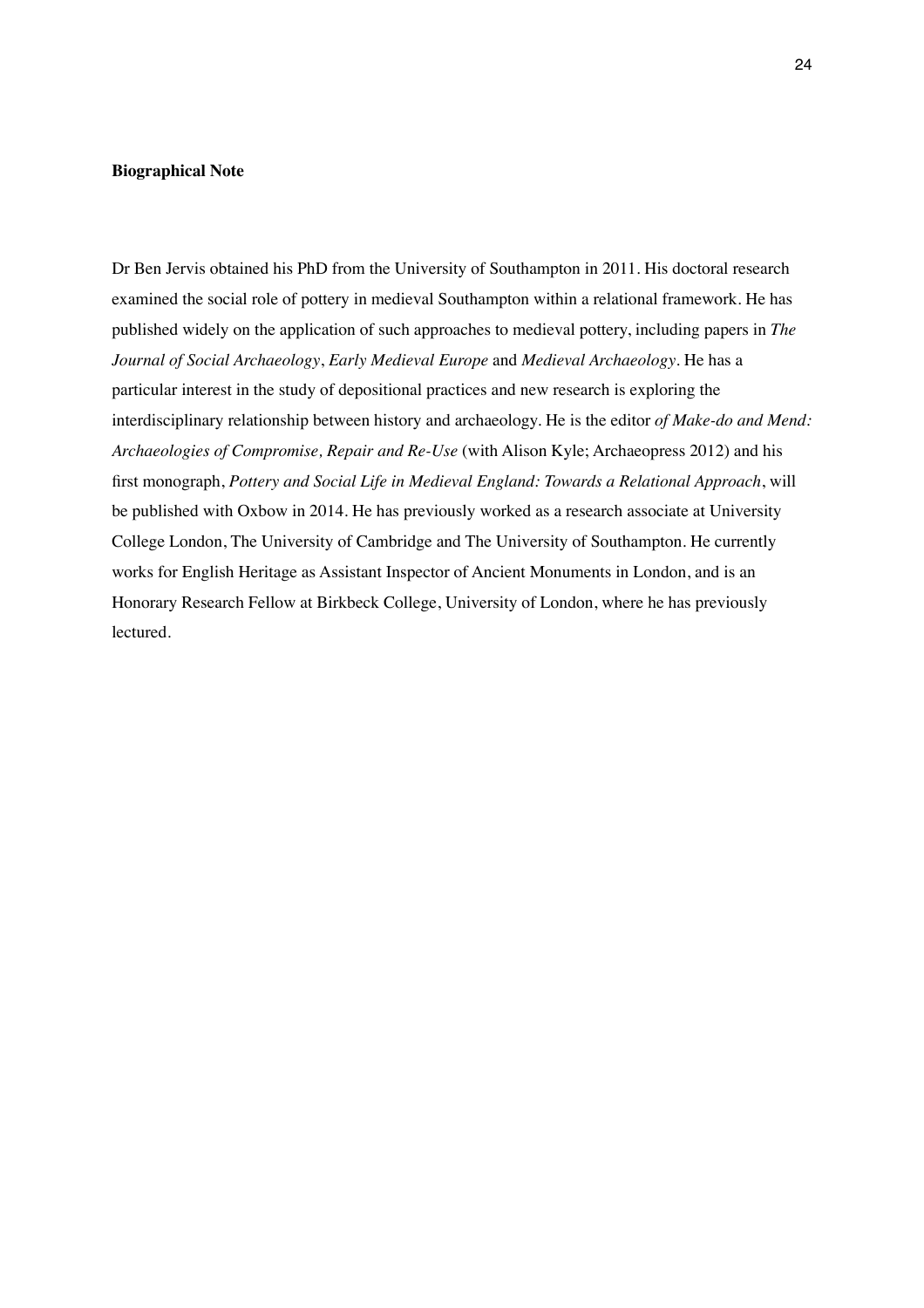**Biographical Note**

Dr Ben Jervis obtained his PhD from the University of Southampton in 2011. His doctoral research examined the social role of pottery in medieval Southampton within a relational framework. He has published widely on the application of such approaches to medieval pottery, including papers in *The Journal of Social Archaeology*, *Early Medieval Europe* and *Medieval Archaeology*. He has a particular interest in the study of depositional practices and new research is exploring the interdisciplinary relationship between history and archaeology. He is the editor *of Make-do and Mend: Archaeologies of Compromise, Repair and Re-Use* (with Alison Kyle; Archaeopress 2012) and his first monograph, *Pottery and Social Life in Medieval England: Towards a Relational Approach*, will be published with Oxbow in 2014. He has previously worked as a research associate at University College London, The University of Cambridge and The University of Southampton. He currently works for English Heritage as Assistant Inspector of Ancient Monuments in London, and is an Honorary Research Fellow at Birkbeck College, University of London, where he has previously lectured.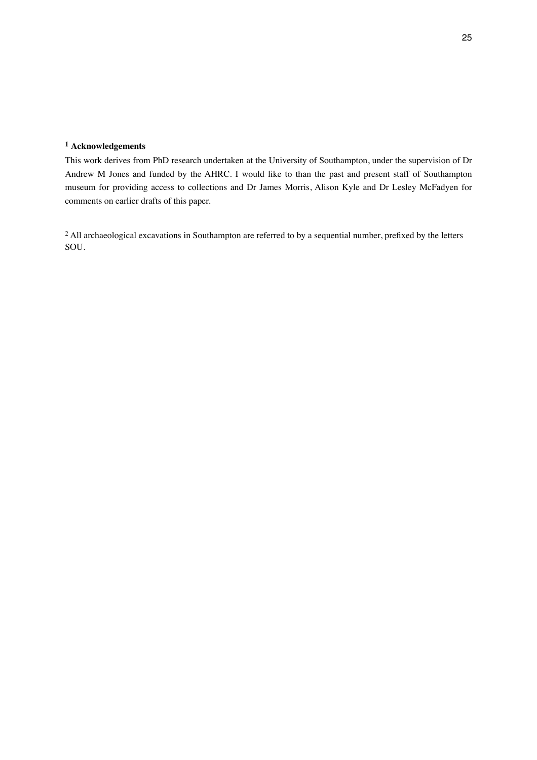**[1] Acknowledgements**

This work derives from PhD research undertaken at the University of Southampton, under the supervision of Dr Andrew M Jones and funded by the AHRC. I would like to than the past and present staff of Southampton museum for providing access to collections and Dr James Morris, Alison Kyle and Dr Lesley McFadyen for comments on earlier drafts of this paper.

[2] All archaeological excavations in Southampton are referred to by a sequential number, prefixed by the letters SOU.